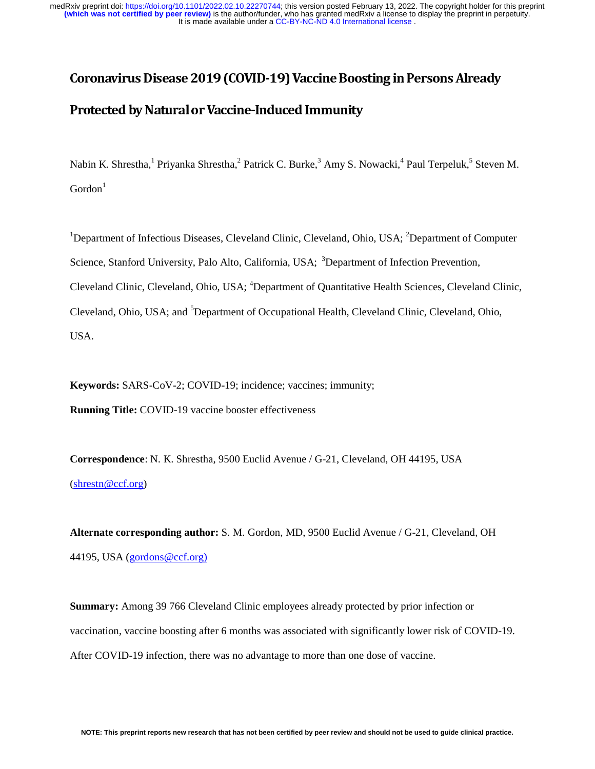# Coronavirus Disease 2019 (COVID-19) Vaccine Boosting in Persons Already Protected by Natural or Vaccine-Induced Immunity

Nabin K. Shrestha,[1] Priyanka Shrestha,[2] Patrick C. Burke,[3] Amy S. Nowacki,[4] Paul Terpeluk,[5] Steven M. Gordon[1]

[1]Department of Infectious Diseases, Cleveland Clinic, Cleveland, Ohio, USA; [2]Department of Computer Science, Stanford University, Palo Alto, California, USA; [3]Department of Infection Prevention, Cleveland Clinic, Cleveland, Ohio, USA; [4]Department of Quantitative Health Sciences, Cleveland Clinic, Cleveland, Ohio, USA; and [5]Department of Occupational Health, Cleveland Clinic, Cleveland, Ohio, USA.

**Keywords:** SARS-CoV-2; COVID-19; incidence; vaccines; immunity;

**Running Title:** COVID-19 vaccine booster effectiveness

**Correspondence**: N. K. Shrestha, 9500 Euclid Avenue / G-21, Cleveland, OH 44195, USA (shrestn@ccf.org)

**Alternate corresponding author:** S. M. Gordon, MD, 9500 Euclid Avenue / G-21, Cleveland, OH 44195, USA (gordons@ccf.org)

**Summary:** Among 39 766 Cleveland Clinic employees already protected by prior infection or vaccination, vaccine boosting after 6 months was associated with significantly lower risk of COVID-19. After COVID-19 infection, there was no advantage to more than one dose of vaccine.

NOTE: This preprint reports new research that has not been certified by peer review and should not be used to guide clinical practice.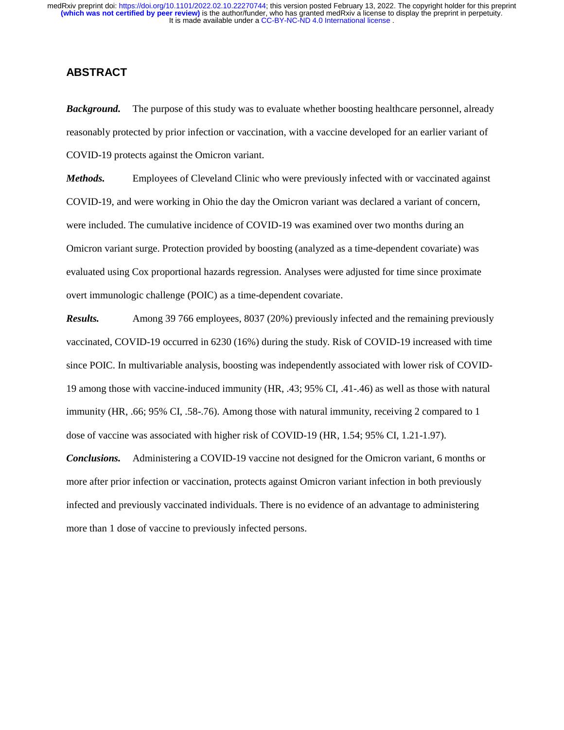## ABSTRACT

***Background.*** The purpose of this study was to evaluate whether boosting healthcare personnel, already reasonably protected by prior infection or vaccination, with a vaccine developed for an earlier variant of COVID-19 protects against the Omicron variant.

***Methods.*** Employees of Cleveland Clinic who were previously infected with or vaccinated against COVID-19, and were working in Ohio the day the Omicron variant was declared a variant of concern, were included. The cumulative incidence of COVID-19 was examined over two months during an Omicron variant surge. Protection provided by boosting (analyzed as a time-dependent covariate) was evaluated using Cox proportional hazards regression. Analyses were adjusted for time since proximate overt immunologic challenge (POIC) as a time-dependent covariate.

***Results.*** Among 39 766 employees, 8037 (20%) previously infected and the remaining previously vaccinated, COVID-19 occurred in 6230 (16%) during the study. Risk of COVID-19 increased with time since POIC. In multivariable analysis, boosting was independently associated with lower risk of COVID-19 among those with vaccine-induced immunity (HR, .43; 95% CI, .41-.46) as well as those with natural immunity (HR, .66; 95% CI, .58-.76). Among those with natural immunity, receiving 2 compared to 1 dose of vaccine was associated with higher risk of COVID-19 (HR, 1.54; 95% CI, 1.21-1.97).

***Conclusions.*** Administering a COVID-19 vaccine not designed for the Omicron variant, 6 months or more after prior infection or vaccination, protects against Omicron variant infection in both previously infected and previously vaccinated individuals. There is no evidence of an advantage to administering more than 1 dose of vaccine to previously infected persons.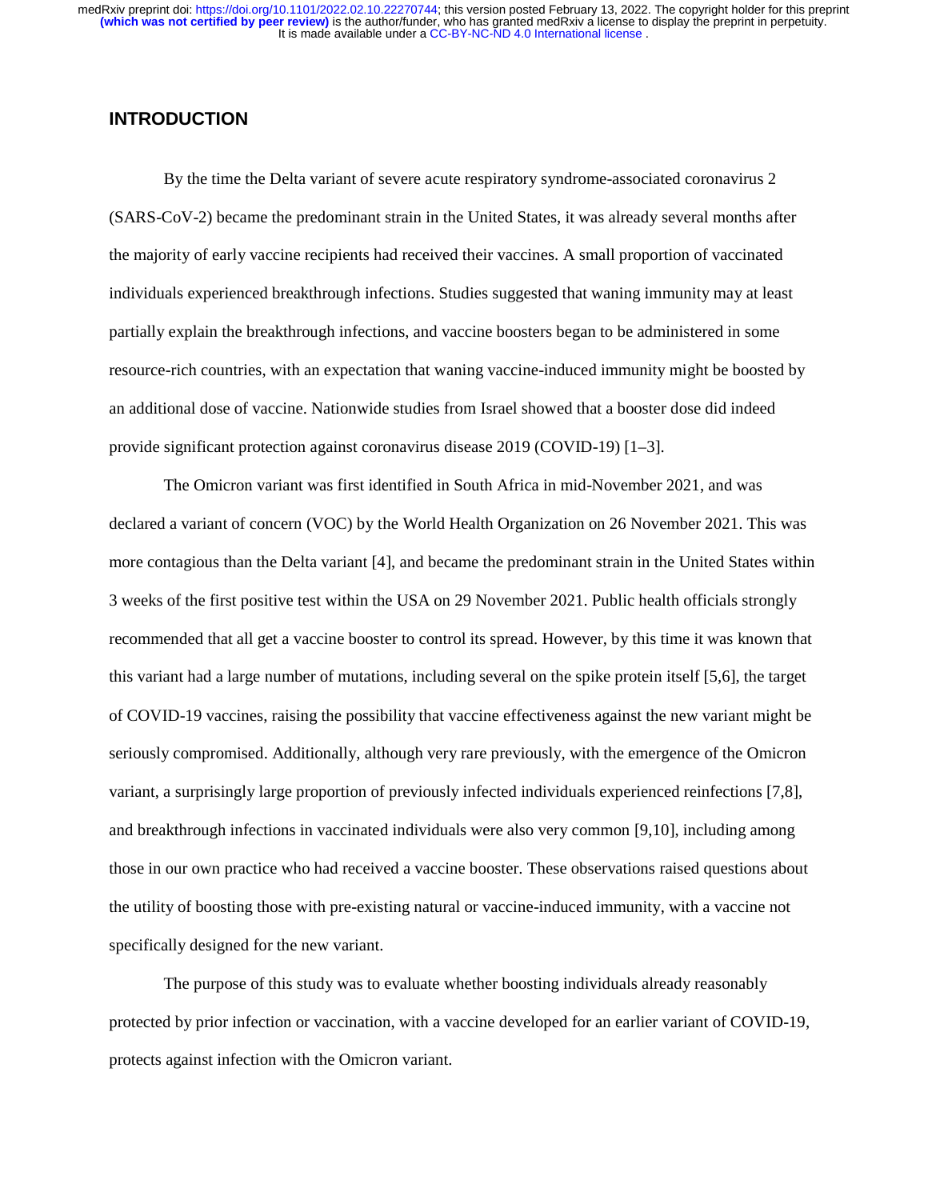## INTRODUCTION

By the time the Delta variant of severe acute respiratory syndrome-associated coronavirus 2 (SARS-CoV-2) became the predominant strain in the United States, it was already several months after the majority of early vaccine recipients had received their vaccines. A small proportion of vaccinated individuals experienced breakthrough infections. Studies suggested that waning immunity may at least partially explain the breakthrough infections, and vaccine boosters began to be administered in some resource-rich countries, with an expectation that waning vaccine-induced immunity might be boosted by an additional dose of vaccine. Nationwide studies from Israel showed that a booster dose did indeed provide significant protection against coronavirus disease 2019 (COVID-19) [1–3].

The Omicron variant was first identified in South Africa in mid-November 2021, and was declared a variant of concern (VOC) by the World Health Organization on 26 November 2021. This was more contagious than the Delta variant [4], and became the predominant strain in the United States within 3 weeks of the first positive test within the USA on 29 November 2021. Public health officials strongly recommended that all get a vaccine booster to control its spread. However, by this time it was known that this variant had a large number of mutations, including several on the spike protein itself [5,6], the target of COVID-19 vaccines, raising the possibility that vaccine effectiveness against the new variant might be seriously compromised. Additionally, although very rare previously, with the emergence of the Omicron variant, a surprisingly large proportion of previously infected individuals experienced reinfections [7,8], and breakthrough infections in vaccinated individuals were also very common [9,10], including among those in our own practice who had received a vaccine booster. These observations raised questions about the utility of boosting those with pre-existing natural or vaccine-induced immunity, with a vaccine not specifically designed for the new variant.

The purpose of this study was to evaluate whether boosting individuals already reasonably protected by prior infection or vaccination, with a vaccine developed for an earlier variant of COVID-19, protects against infection with the Omicron variant.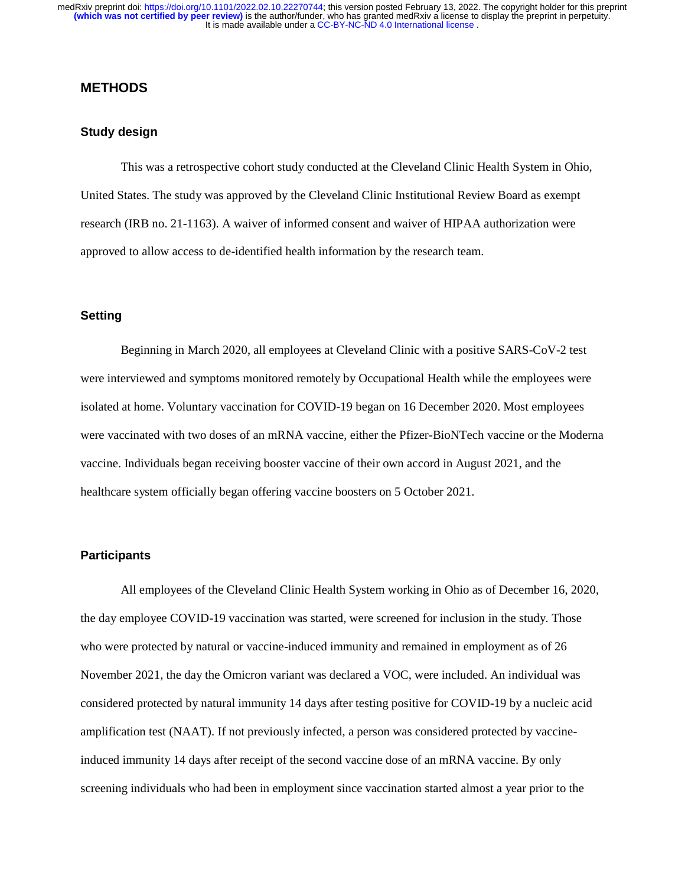## METHODS

### Study design

This was a retrospective cohort study conducted at the Cleveland Clinic Health System in Ohio, United States. The study was approved by the Cleveland Clinic Institutional Review Board as exempt research (IRB no. 21-1163). A waiver of informed consent and waiver of HIPAA authorization were approved to allow access to de-identified health information by the research team.

### Setting

Beginning in March 2020, all employees at Cleveland Clinic with a positive SARS-CoV-2 test were interviewed and symptoms monitored remotely by Occupational Health while the employees were isolated at home. Voluntary vaccination for COVID-19 began on 16 December 2020. Most employees were vaccinated with two doses of an mRNA vaccine, either the Pfizer-BioNTech vaccine or the Moderna vaccine. Individuals began receiving booster vaccine of their own accord in August 2021, and the healthcare system officially began offering vaccine boosters on 5 October 2021.

### Participants

All employees of the Cleveland Clinic Health System working in Ohio as of December 16, 2020, the day employee COVID-19 vaccination was started, were screened for inclusion in the study. Those who were protected by natural or vaccine-induced immunity and remained in employment as of 26 November 2021, the day the Omicron variant was declared a VOC, were included. An individual was considered protected by natural immunity 14 days after testing positive for COVID-19 by a nucleic acid amplification test (NAAT). If not previously infected, a person was considered protected by vaccine-induced immunity 14 days after receipt of the second vaccine dose of an mRNA vaccine. By only screening individuals who had been in employment since vaccination started almost a year prior to the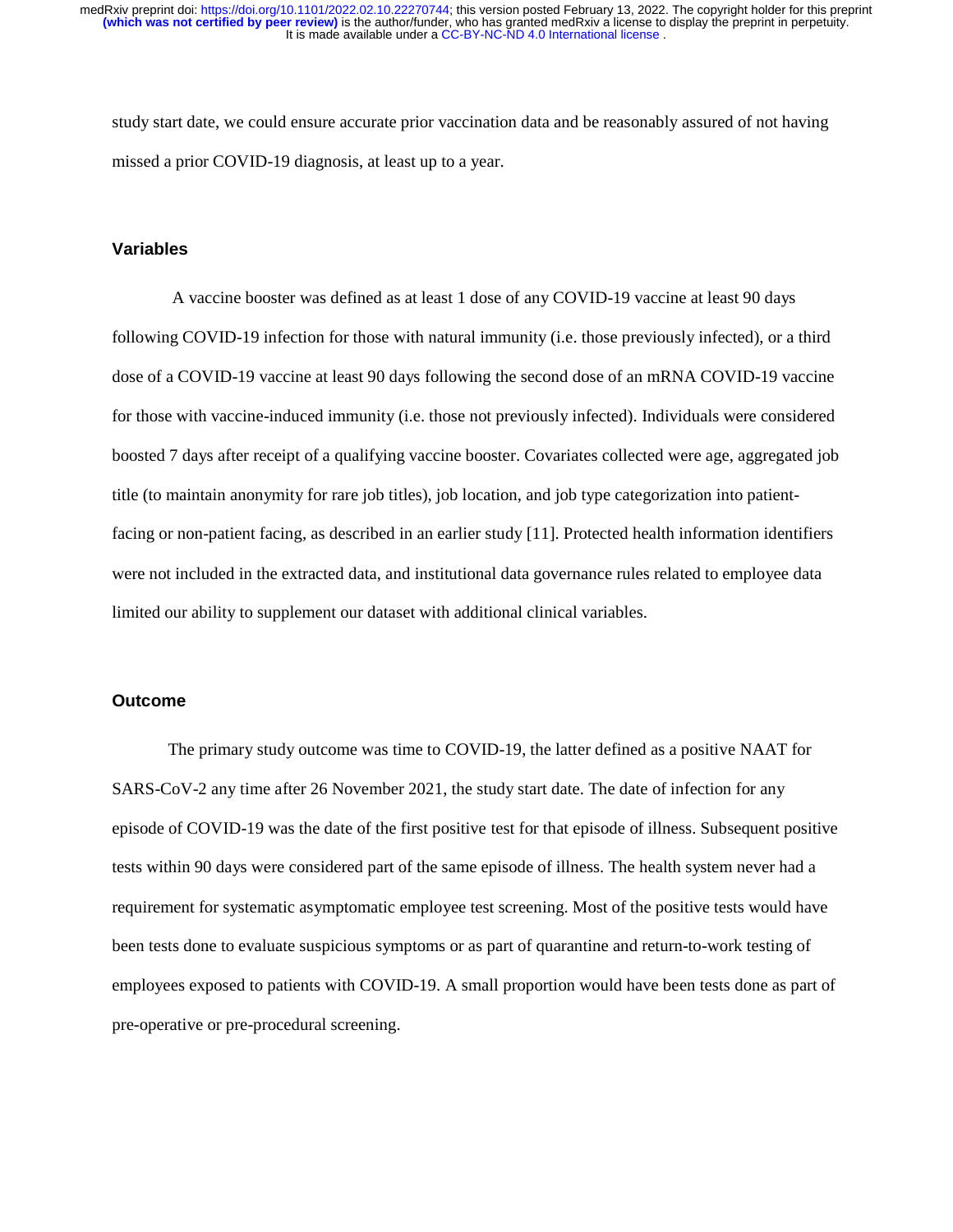study start date, we could ensure accurate prior vaccination data and be reasonably assured of not having missed a prior COVID-19 diagnosis, at least up to a year.

## Variables

A vaccine booster was defined as at least 1 dose of any COVID-19 vaccine at least 90 days following COVID-19 infection for those with natural immunity (i.e. those previously infected), or a third dose of a COVID-19 vaccine at least 90 days following the second dose of an mRNA COVID-19 vaccine for those with vaccine-induced immunity (i.e. those not previously infected). Individuals were considered boosted 7 days after receipt of a qualifying vaccine booster. Covariates collected were age, aggregated job title (to maintain anonymity for rare job titles), job location, and job type categorization into patient-facing or non-patient facing, as described in an earlier study [11]. Protected health information identifiers were not included in the extracted data, and institutional data governance rules related to employee data limited our ability to supplement our dataset with additional clinical variables.

## Outcome

The primary study outcome was time to COVID-19, the latter defined as a positive NAAT for SARS-CoV-2 any time after 26 November 2021, the study start date. The date of infection for any episode of COVID-19 was the date of the first positive test for that episode of illness. Subsequent positive tests within 90 days were considered part of the same episode of illness. The health system never had a requirement for systematic asymptomatic employee test screening. Most of the positive tests would have been tests done to evaluate suspicious symptoms or as part of quarantine and return-to-work testing of employees exposed to patients with COVID-19. A small proportion would have been tests done as part of pre-operative or pre-procedural screening.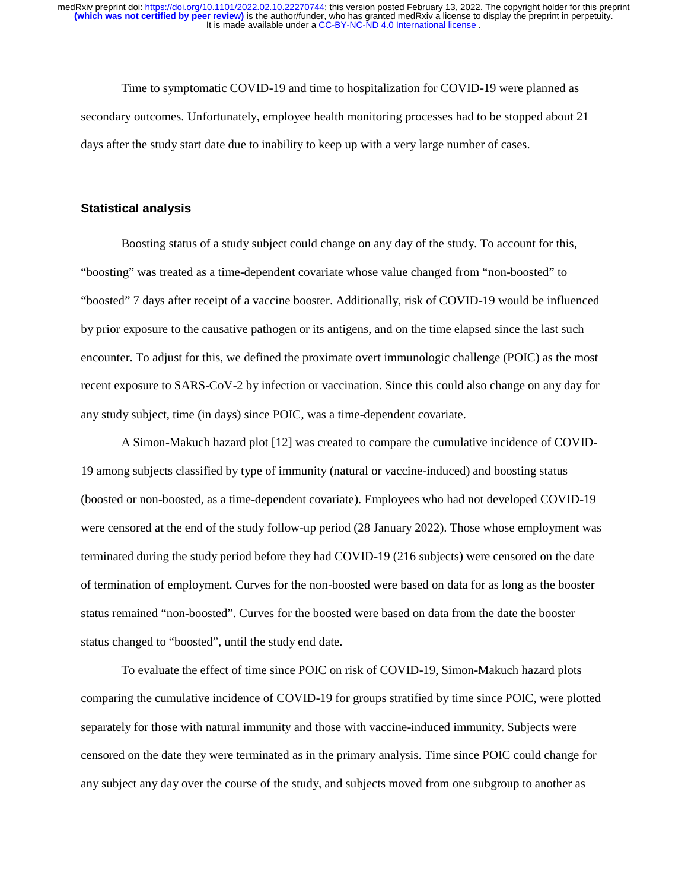Time to symptomatic COVID-19 and time to hospitalization for COVID-19 were planned as secondary outcomes. Unfortunately, employee health monitoring processes had to be stopped about 21 days after the study start date due to inability to keep up with a very large number of cases.

### Statistical analysis

Boosting status of a study subject could change on any day of the study. To account for this, "boosting" was treated as a time-dependent covariate whose value changed from "non-boosted" to "boosted" 7 days after receipt of a vaccine booster. Additionally, risk of COVID-19 would be influenced by prior exposure to the causative pathogen or its antigens, and on the time elapsed since the last such encounter. To adjust for this, we defined the proximate overt immunologic challenge (POIC) as the most recent exposure to SARS-CoV-2 by infection or vaccination. Since this could also change on any day for any study subject, time (in days) since POIC, was a time-dependent covariate.

A Simon-Makuch hazard plot [12] was created to compare the cumulative incidence of COVID-19 among subjects classified by type of immunity (natural or vaccine-induced) and boosting status (boosted or non-boosted, as a time-dependent covariate). Employees who had not developed COVID-19 were censored at the end of the study follow-up period (28 January 2022). Those whose employment was terminated during the study period before they had COVID-19 (216 subjects) were censored on the date of termination of employment. Curves for the non-boosted were based on data for as long as the booster status remained "non-boosted". Curves for the boosted were based on data from the date the booster status changed to "boosted", until the study end date.

To evaluate the effect of time since POIC on risk of COVID-19, Simon-Makuch hazard plots comparing the cumulative incidence of COVID-19 for groups stratified by time since POIC, were plotted separately for those with natural immunity and those with vaccine-induced immunity. Subjects were censored on the date they were terminated as in the primary analysis. Time since POIC could change for any subject any day over the course of the study, and subjects moved from one subgroup to another as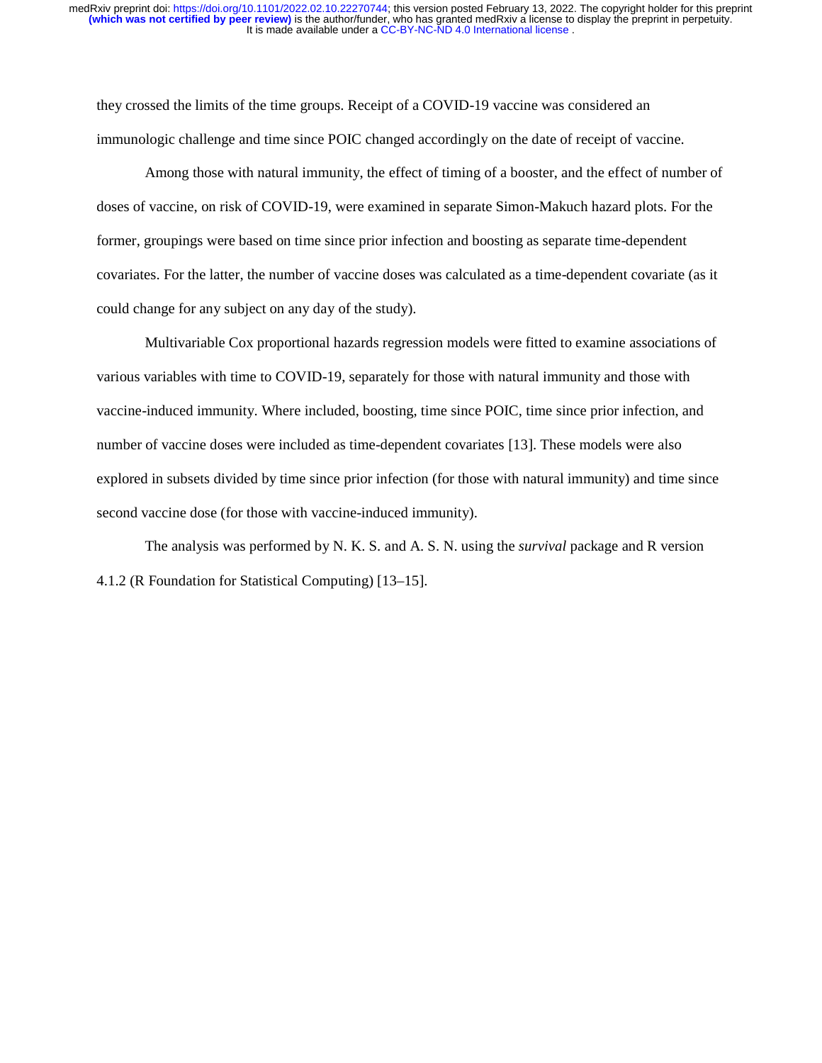they crossed the limits of the time groups. Receipt of a COVID-19 vaccine was considered an immunologic challenge and time since POIC changed accordingly on the date of receipt of vaccine.

Among those with natural immunity, the effect of timing of a booster, and the effect of number of doses of vaccine, on risk of COVID-19, were examined in separate Simon-Makuch hazard plots. For the former, groupings were based on time since prior infection and boosting as separate time-dependent covariates. For the latter, the number of vaccine doses was calculated as a time-dependent covariate (as it could change for any subject on any day of the study).

Multivariable Cox proportional hazards regression models were fitted to examine associations of various variables with time to COVID-19, separately for those with natural immunity and those with vaccine-induced immunity. Where included, boosting, time since POIC, time since prior infection, and number of vaccine doses were included as time-dependent covariates [13]. These models were also explored in subsets divided by time since prior infection (for those with natural immunity) and time since second vaccine dose (for those with vaccine-induced immunity).

The analysis was performed by N. K. S. and A. S. N. using the *survival* package and R version 4.1.2 (R Foundation for Statistical Computing) [13–15].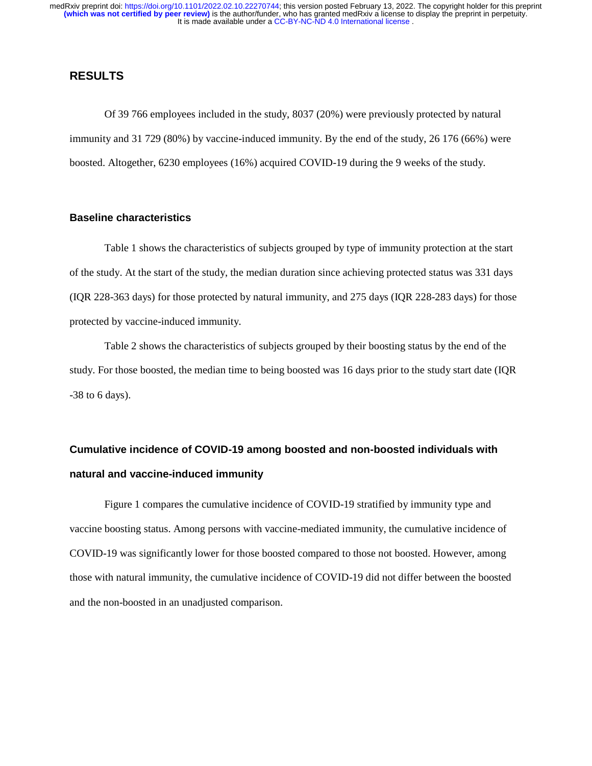## RESULTS

Of 39 766 employees included in the study, 8037 (20%) were previously protected by natural immunity and 31 729 (80%) by vaccine-induced immunity. By the end of the study, 26 176 (66%) were boosted. Altogether, 6230 employees (16%) acquired COVID-19 during the 9 weeks of the study.

### Baseline characteristics

Table 1 shows the characteristics of subjects grouped by type of immunity protection at the start of the study. At the start of the study, the median duration since achieving protected status was 331 days (IQR 228-363 days) for those protected by natural immunity, and 275 days (IQR 228-283 days) for those protected by vaccine-induced immunity.

Table 2 shows the characteristics of subjects grouped by their boosting status by the end of the study. For those boosted, the median time to being boosted was 16 days prior to the study start date (IQR -38 to 6 days).

### Cumulative incidence of COVID-19 among boosted and non-boosted individuals with natural and vaccine-induced immunity

Figure 1 compares the cumulative incidence of COVID-19 stratified by immunity type and vaccine boosting status. Among persons with vaccine-mediated immunity, the cumulative incidence of COVID-19 was significantly lower for those boosted compared to those not boosted. However, among those with natural immunity, the cumulative incidence of COVID-19 did not differ between the boosted and the non-boosted in an unadjusted comparison.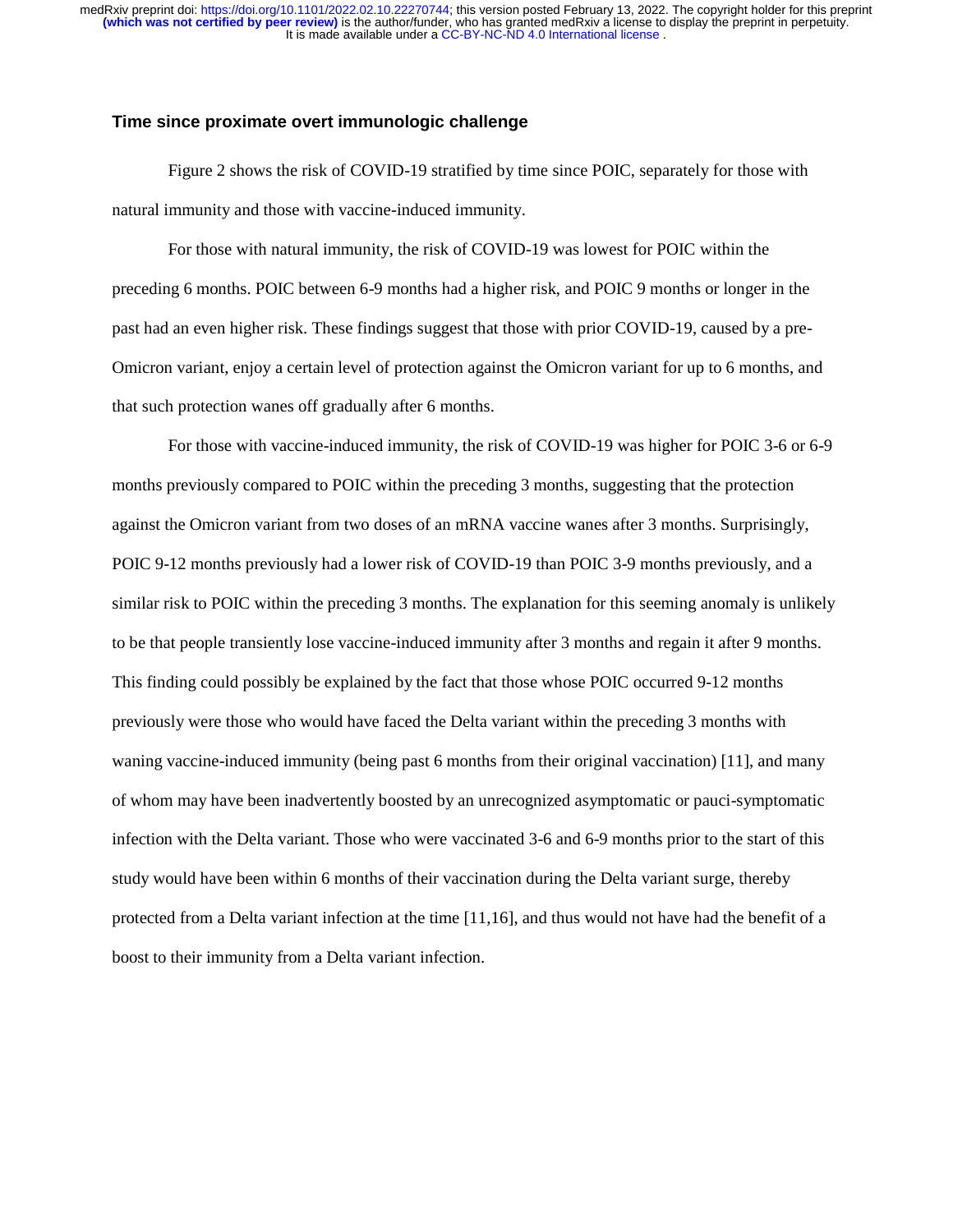### Time since proximate overt immunologic challenge

Figure 2 shows the risk of COVID-19 stratified by time since POIC, separately for those with natural immunity and those with vaccine-induced immunity.

For those with natural immunity, the risk of COVID-19 was lowest for POIC within the preceding 6 months. POIC between 6-9 months had a higher risk, and POIC 9 months or longer in the past had an even higher risk. These findings suggest that those with prior COVID-19, caused by a pre-Omicron variant, enjoy a certain level of protection against the Omicron variant for up to 6 months, and that such protection wanes off gradually after 6 months.

For those with vaccine-induced immunity, the risk of COVID-19 was higher for POIC 3-6 or 6-9 months previously compared to POIC within the preceding 3 months, suggesting that the protection against the Omicron variant from two doses of an mRNA vaccine wanes after 3 months. Surprisingly, POIC 9-12 months previously had a lower risk of COVID-19 than POIC 3-9 months previously, and a similar risk to POIC within the preceding 3 months. The explanation for this seeming anomaly is unlikely to be that people transiently lose vaccine-induced immunity after 3 months and regain it after 9 months. This finding could possibly be explained by the fact that those whose POIC occurred 9-12 months previously were those who would have faced the Delta variant within the preceding 3 months with waning vaccine-induced immunity (being past 6 months from their original vaccination) [11], and many of whom may have been inadvertently boosted by an unrecognized asymptomatic or pauci-symptomatic infection with the Delta variant. Those who were vaccinated 3-6 and 6-9 months prior to the start of this study would have been within 6 months of their vaccination during the Delta variant surge, thereby protected from a Delta variant infection at the time [11,16], and thus would not have had the benefit of a boost to their immunity from a Delta variant infection.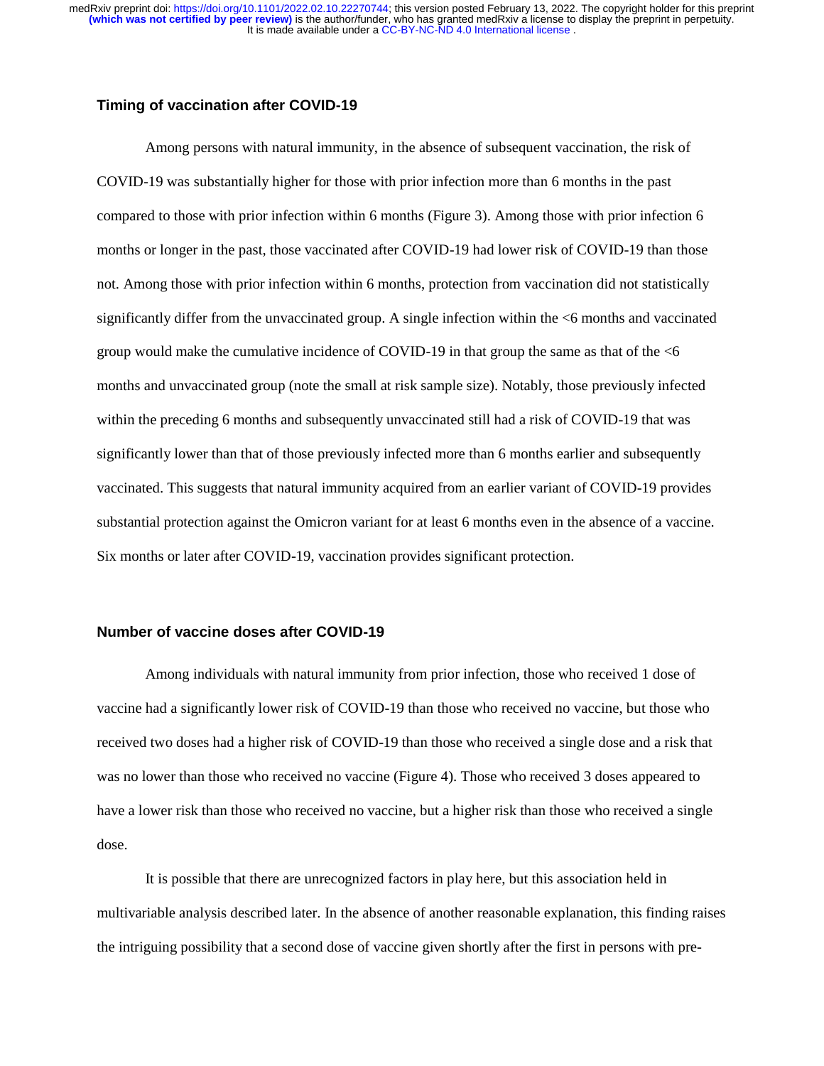### Timing of vaccination after COVID-19

Among persons with natural immunity, in the absence of subsequent vaccination, the risk of COVID-19 was substantially higher for those with prior infection more than 6 months in the past compared to those with prior infection within 6 months (Figure 3). Among those with prior infection 6 months or longer in the past, those vaccinated after COVID-19 had lower risk of COVID-19 than those not. Among those with prior infection within 6 months, protection from vaccination did not statistically significantly differ from the unvaccinated group. A single infection within the <6 months and vaccinated group would make the cumulative incidence of COVID-19 in that group the same as that of the <6 months and unvaccinated group (note the small at risk sample size). Notably, those previously infected within the preceding 6 months and subsequently unvaccinated still had a risk of COVID-19 that was significantly lower than that of those previously infected more than 6 months earlier and subsequently vaccinated. This suggests that natural immunity acquired from an earlier variant of COVID-19 provides substantial protection against the Omicron variant for at least 6 months even in the absence of a vaccine. Six months or later after COVID-19, vaccination provides significant protection.

### Number of vaccine doses after COVID-19

Among individuals with natural immunity from prior infection, those who received 1 dose of vaccine had a significantly lower risk of COVID-19 than those who received no vaccine, but those who received two doses had a higher risk of COVID-19 than those who received a single dose and a risk that was no lower than those who received no vaccine (Figure 4). Those who received 3 doses appeared to have a lower risk than those who received no vaccine, but a higher risk than those who received a single dose.

It is possible that there are unrecognized factors in play here, but this association held in multivariable analysis described later. In the absence of another reasonable explanation, this finding raises the intriguing possibility that a second dose of vaccine given shortly after the first in persons with pre-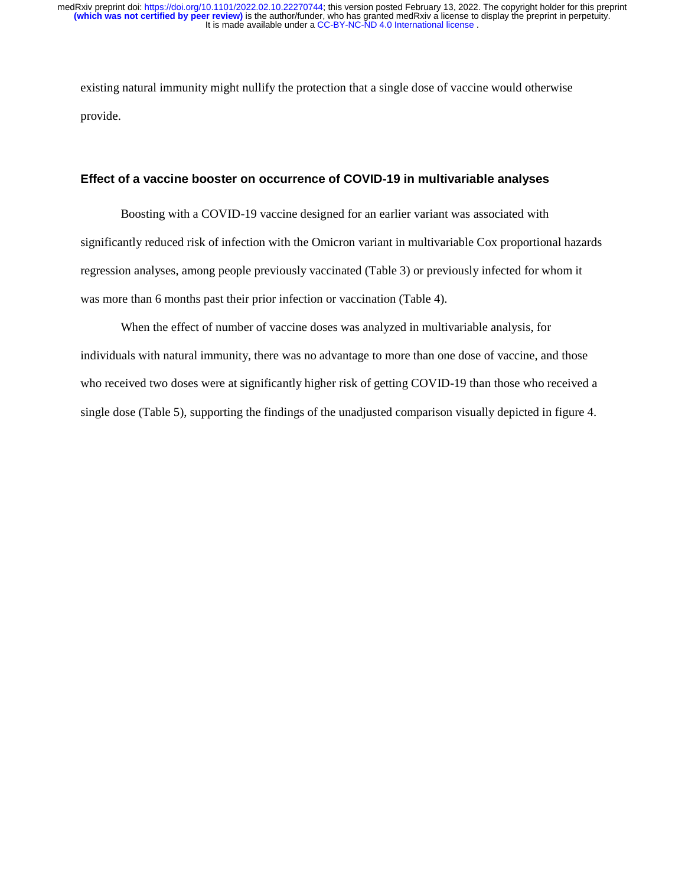existing natural immunity might nullify the protection that a single dose of vaccine would otherwise provide.

### Effect of a vaccine booster on occurrence of COVID-19 in multivariable analyses

Boosting with a COVID-19 vaccine designed for an earlier variant was associated with significantly reduced risk of infection with the Omicron variant in multivariable Cox proportional hazards regression analyses, among people previously vaccinated (Table 3) or previously infected for whom it was more than 6 months past their prior infection or vaccination (Table 4).

When the effect of number of vaccine doses was analyzed in multivariable analysis, for individuals with natural immunity, there was no advantage to more than one dose of vaccine, and those who received two doses were at significantly higher risk of getting COVID-19 than those who received a single dose (Table 5), supporting the findings of the unadjusted comparison visually depicted in figure 4.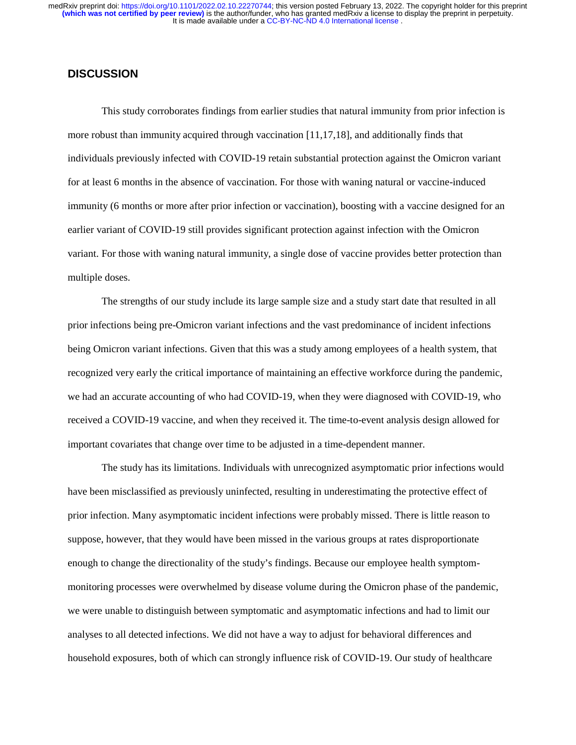## DISCUSSION

This study corroborates findings from earlier studies that natural immunity from prior infection is more robust than immunity acquired through vaccination [11,17,18], and additionally finds that individuals previously infected with COVID-19 retain substantial protection against the Omicron variant for at least 6 months in the absence of vaccination. For those with waning natural or vaccine-induced immunity (6 months or more after prior infection or vaccination), boosting with a vaccine designed for an earlier variant of COVID-19 still provides significant protection against infection with the Omicron variant. For those with waning natural immunity, a single dose of vaccine provides better protection than multiple doses.

The strengths of our study include its large sample size and a study start date that resulted in all prior infections being pre-Omicron variant infections and the vast predominance of incident infections being Omicron variant infections. Given that this was a study among employees of a health system, that recognized very early the critical importance of maintaining an effective workforce during the pandemic, we had an accurate accounting of who had COVID-19, when they were diagnosed with COVID-19, who received a COVID-19 vaccine, and when they received it. The time-to-event analysis design allowed for important covariates that change over time to be adjusted in a time-dependent manner.

The study has its limitations. Individuals with unrecognized asymptomatic prior infections would have been misclassified as previously uninfected, resulting in underestimating the protective effect of prior infection. Many asymptomatic incident infections were probably missed. There is little reason to suppose, however, that they would have been missed in the various groups at rates disproportionate enough to change the directionality of the study's findings. Because our employee health symptom-monitoring processes were overwhelmed by disease volume during the Omicron phase of the pandemic, we were unable to distinguish between symptomatic and asymptomatic infections and had to limit our analyses to all detected infections. We did not have a way to adjust for behavioral differences and household exposures, both of which can strongly influence risk of COVID-19. Our study of healthcare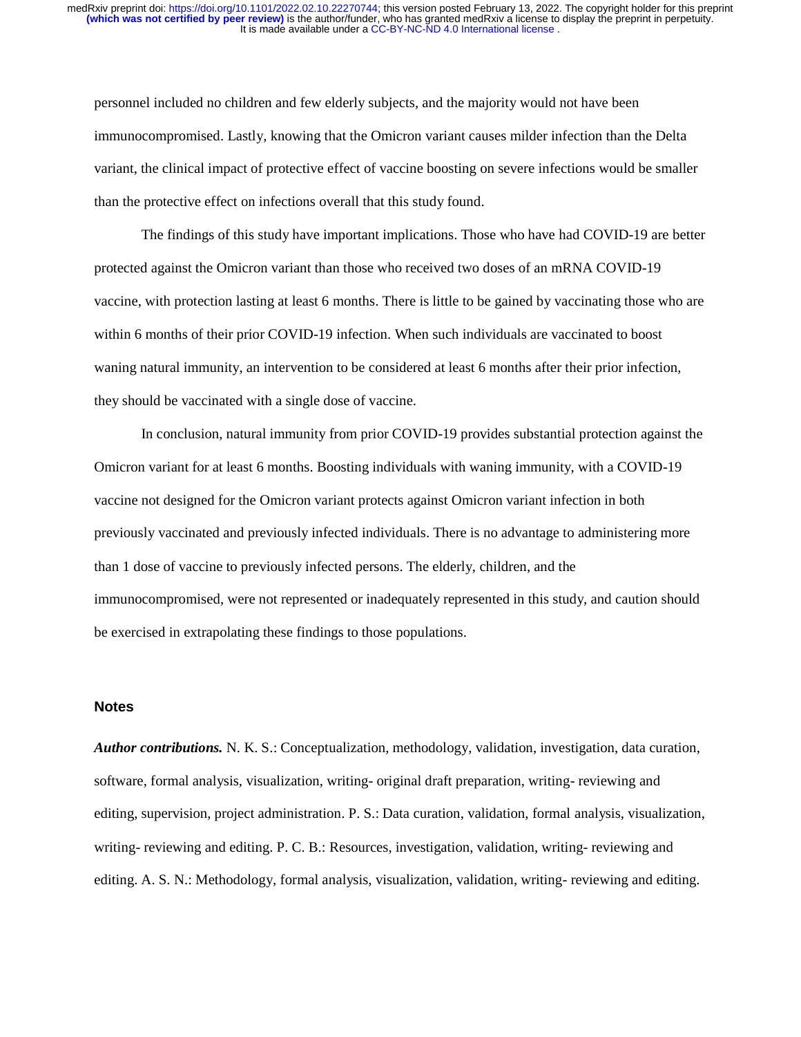personnel included no children and few elderly subjects, and the majority would not have been immunocompromised. Lastly, knowing that the Omicron variant causes milder infection than the Delta variant, the clinical impact of protective effect of vaccine boosting on severe infections would be smaller than the protective effect on infections overall that this study found.

The findings of this study have important implications. Those who have had COVID-19 are better protected against the Omicron variant than those who received two doses of an mRNA COVID-19 vaccine, with protection lasting at least 6 months. There is little to be gained by vaccinating those who are within 6 months of their prior COVID-19 infection. When such individuals are vaccinated to boost waning natural immunity, an intervention to be considered at least 6 months after their prior infection, they should be vaccinated with a single dose of vaccine.

In conclusion, natural immunity from prior COVID-19 provides substantial protection against the Omicron variant for at least 6 months. Boosting individuals with waning immunity, with a COVID-19 vaccine not designed for the Omicron variant protects against Omicron variant infection in both previously vaccinated and previously infected individuals. There is no advantage to administering more than 1 dose of vaccine to previously infected persons. The elderly, children, and the immunocompromised, were not represented or inadequately represented in this study, and caution should be exercised in extrapolating these findings to those populations.

## Notes

***Author contributions.*** N. K. S.: Conceptualization, methodology, validation, investigation, data curation, software, formal analysis, visualization, writing- original draft preparation, writing- reviewing and editing, supervision, project administration. P. S.: Data curation, validation, formal analysis, visualization, writing- reviewing and editing. P. C. B.: Resources, investigation, validation, writing- reviewing and editing. A. S. N.: Methodology, formal analysis, visualization, validation, writing- reviewing and editing.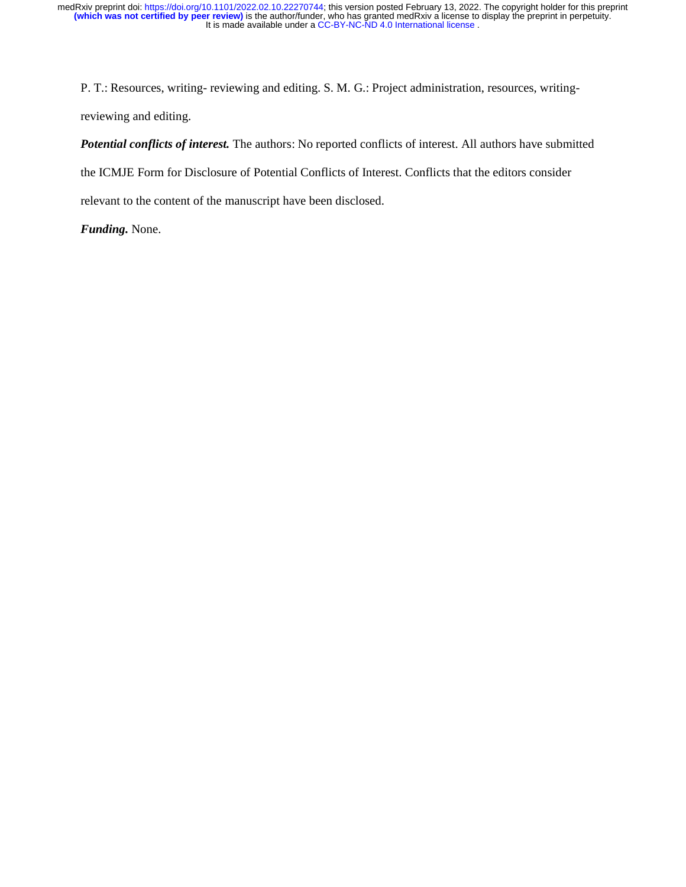P. T.: Resources, writing- reviewing and editing. S. M. G.: Project administration, resources, writing-reviewing and editing.

***Potential conflicts of interest.*** The authors: No reported conflicts of interest. All authors have submitted the ICMJE Form for Disclosure of Potential Conflicts of Interest. Conflicts that the editors consider relevant to the content of the manuscript have been disclosed.

***Funding.*** None.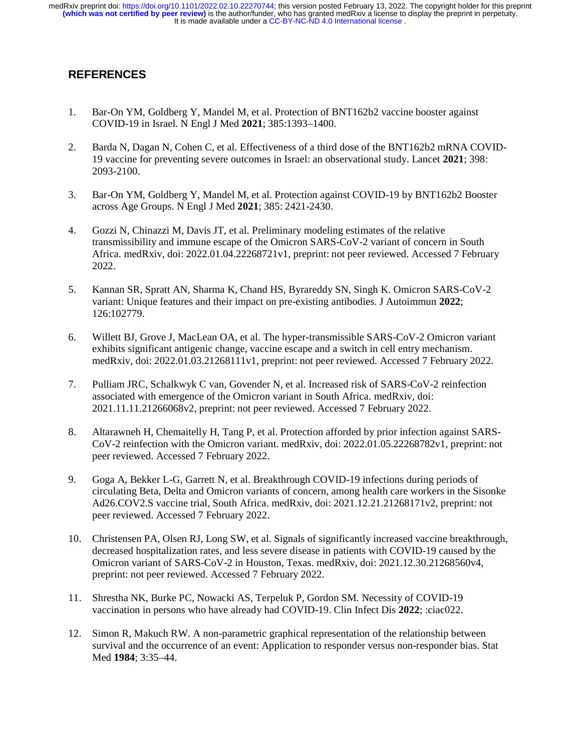## REFERENCES

1. Bar-On YM, Goldberg Y, Mandel M, et al. Protection of BNT162b2 vaccine booster against COVID-19 in Israel. N Engl J Med **2021**; 385:1393–1400.

2. Barda N, Dagan N, Cohen C, et al. Effectiveness of a third dose of the BNT162b2 mRNA COVID-19 vaccine for preventing severe outcomes in Israel: an observational study. Lancet **2021**; 398: 2093-2100.

3. Bar-On YM, Goldberg Y, Mandel M, et al. Protection against COVID-19 by BNT162b2 Booster across Age Groups. N Engl J Med **2021**; 385: 2421-2430.

4. Gozzi N, Chinazzi M, Davis JT, et al. Preliminary modeling estimates of the relative transmissibility and immune escape of the Omicron SARS-CoV-2 variant of concern in South Africa. medRxiv, doi: 2022.01.04.22268721v1, preprint: not peer reviewed. Accessed 7 February 2022.

5. Kannan SR, Spratt AN, Sharma K, Chand HS, Byrareddy SN, Singh K. Omicron SARS-CoV-2 variant: Unique features and their impact on pre-existing antibodies. J Autoimmun **2022**; 126:102779.

6. Willett BJ, Grove J, MacLean OA, et al. The hyper-transmissible SARS-CoV-2 Omicron variant exhibits significant antigenic change, vaccine escape and a switch in cell entry mechanism. medRxiv, doi: 2022.01.03.21268111v1, preprint: not peer reviewed. Accessed 7 February 2022.

7. Pulliam JRC, Schalkwyk C van, Govender N, et al. Increased risk of SARS-CoV-2 reinfection associated with emergence of the Omicron variant in South Africa. medRxiv, doi: 2021.11.11.21266068v2, preprint: not peer reviewed. Accessed 7 February 2022.

8. Altarawneh H, Chemaitelly H, Tang P, et al. Protection afforded by prior infection against SARS-CoV-2 reinfection with the Omicron variant. medRxiv, doi: 2022.01.05.22268782v1, preprint: not peer reviewed. Accessed 7 February 2022.

9. Goga A, Bekker L-G, Garrett N, et al. Breakthrough COVID-19 infections during periods of circulating Beta, Delta and Omicron variants of concern, among health care workers in the Sisonke Ad26.COV2.S vaccine trial, South Africa. medRxiv, doi: 2021.12.21.21268171v2, preprint: not peer reviewed. Accessed 7 February 2022.

10. Christensen PA, Olsen RJ, Long SW, et al. Signals of significantly increased vaccine breakthrough, decreased hospitalization rates, and less severe disease in patients with COVID-19 caused by the Omicron variant of SARS-CoV-2 in Houston, Texas. medRxiv, doi: 2021.12.30.21268560v4, preprint: not peer reviewed. Accessed 7 February 2022.

11. Shrestha NK, Burke PC, Nowacki AS, Terpeluk P, Gordon SM. Necessity of COVID-19 vaccination in persons who have already had COVID-19. Clin Infect Dis **2022**; :ciac022.

12. Simon R, Makuch RW. A non-parametric graphical representation of the relationship between survival and the occurrence of an event: Application to responder versus non-responder bias. Stat Med **1984**; 3:35–44.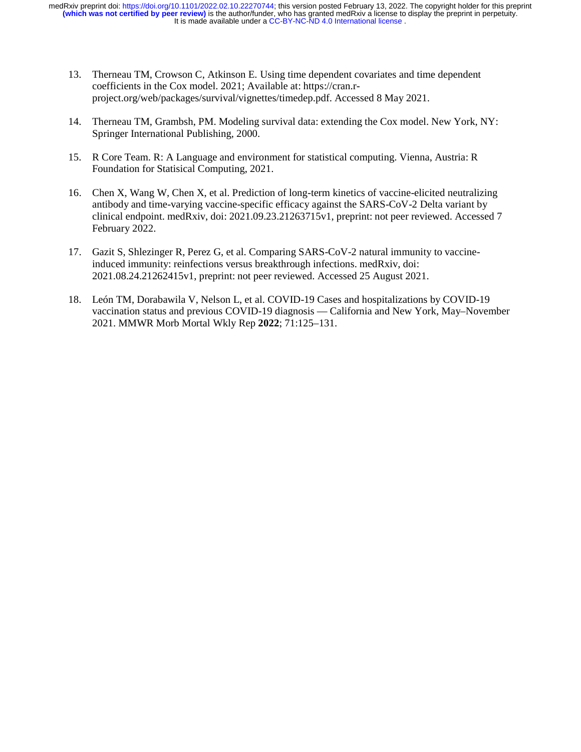13. Therneau TM, Crowson C, Atkinson E. Using time dependent covariates and time dependent coefficients in the Cox model. 2021; Available at: https://cran.r-project.org/web/packages/survival/vignettes/timedep.pdf. Accessed 8 May 2021.

14. Therneau TM, Grambsh, PM. Modeling survival data: extending the Cox model. New York, NY: Springer International Publishing, 2000.

15. R Core Team. R: A Language and environment for statistical computing. Vienna, Austria: R Foundation for Statisical Computing, 2021.

16. Chen X, Wang W, Chen X, et al. Prediction of long-term kinetics of vaccine-elicited neutralizing antibody and time-varying vaccine-specific efficacy against the SARS-CoV-2 Delta variant by clinical endpoint. medRxiv, doi: 2021.09.23.21263715v1, preprint: not peer reviewed. Accessed 7 February 2022.

17. Gazit S, Shlezinger R, Perez G, et al. Comparing SARS-CoV-2 natural immunity to vaccine-induced immunity: reinfections versus breakthrough infections. medRxiv, doi: 2021.08.24.21262415v1, preprint: not peer reviewed. Accessed 25 August 2021.

18. León TM, Dorabawila V, Nelson L, et al. COVID-19 Cases and hospitalizations by COVID-19 vaccination status and previous COVID-19 diagnosis — California and New York, May–November 2021. MMWR Morb Mortal Wkly Rep **2022**; 71:125–131.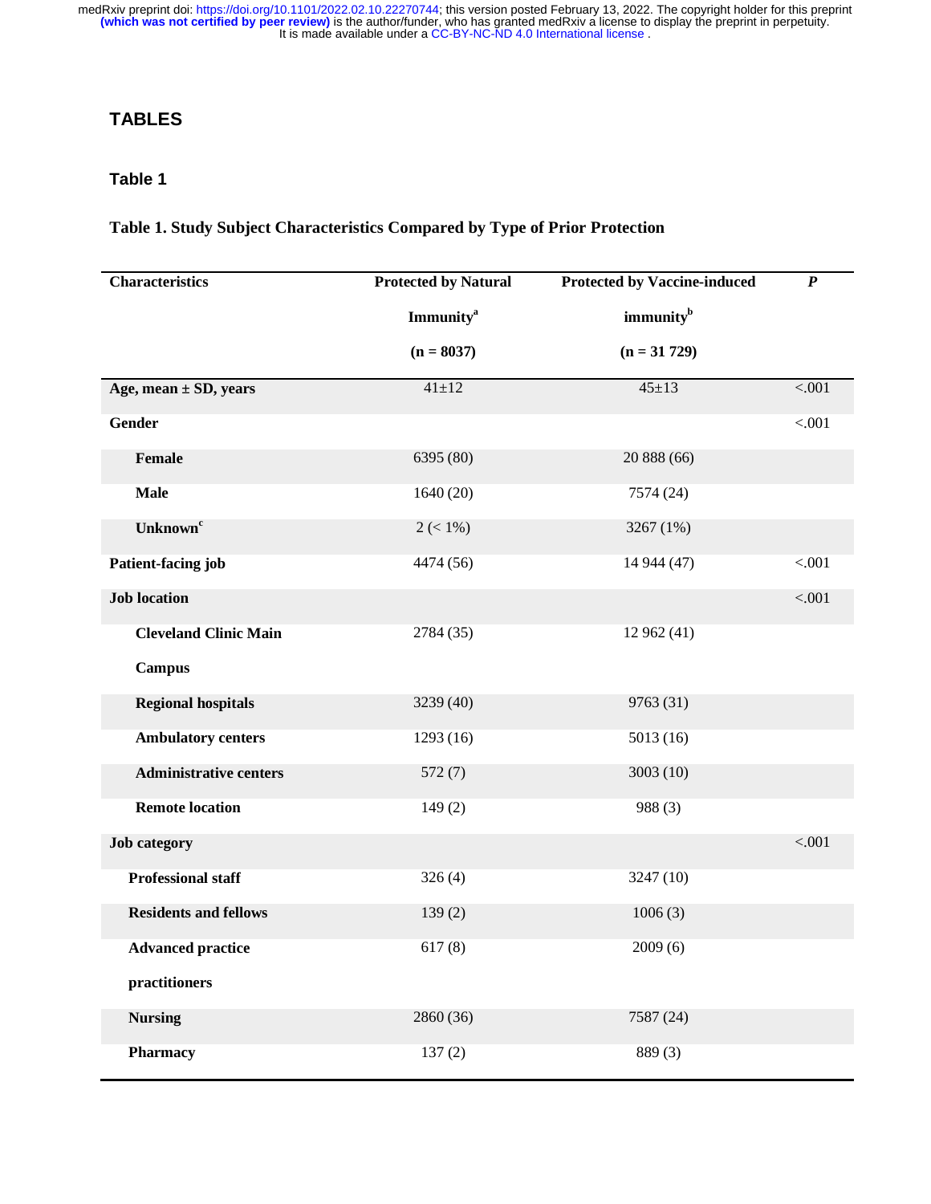# TABLES

## Table 1

**Table 1. Study Subject Characteristics Compared by Type of Prior Protection**

| Characteristics | Protected by Natural Immunity[a] (n = 8037) | Protected by Vaccine-induced immunity[b] (n = 31 729) | *P* |
|---|---|---|---|
| **Age, mean ± SD, years** | 41±12 | 45±13 | <.001 |
| **Gender** | | | <.001 |
| **Female** | 6395 (80) | 20 888 (66) | |
| **Male** | 1640 (20) | 7574 (24) | |
| **Unknown**[c] | 2 (< 1%) | 3267 (1%) | |
| **Patient-facing job** | 4474 (56) | 14 944 (47) | <.001 |
| **Job location** | | | <.001 |
| **Cleveland Clinic Main Campus** | 2784 (35) | 12 962 (41) | |
| **Regional hospitals** | 3239 (40) | 9763 (31) | |
| **Ambulatory centers** | 1293 (16) | 5013 (16) | |
| **Administrative centers** | 572 (7) | 3003 (10) | |
| **Remote location** | 149 (2) | 988 (3) | |
| **Job category** | | | <.001 |
| **Professional staff** | 326 (4) | 3247 (10) | |
| **Residents and fellows** | 139 (2) | 1006 (3) | |
| **Advanced practice practitioners** | 617 (8) | 2009 (6) | |
| **Nursing** | 2860 (36) | 7587 (24) | |
| **Pharmacy** | 137 (2) | 889 (3) | |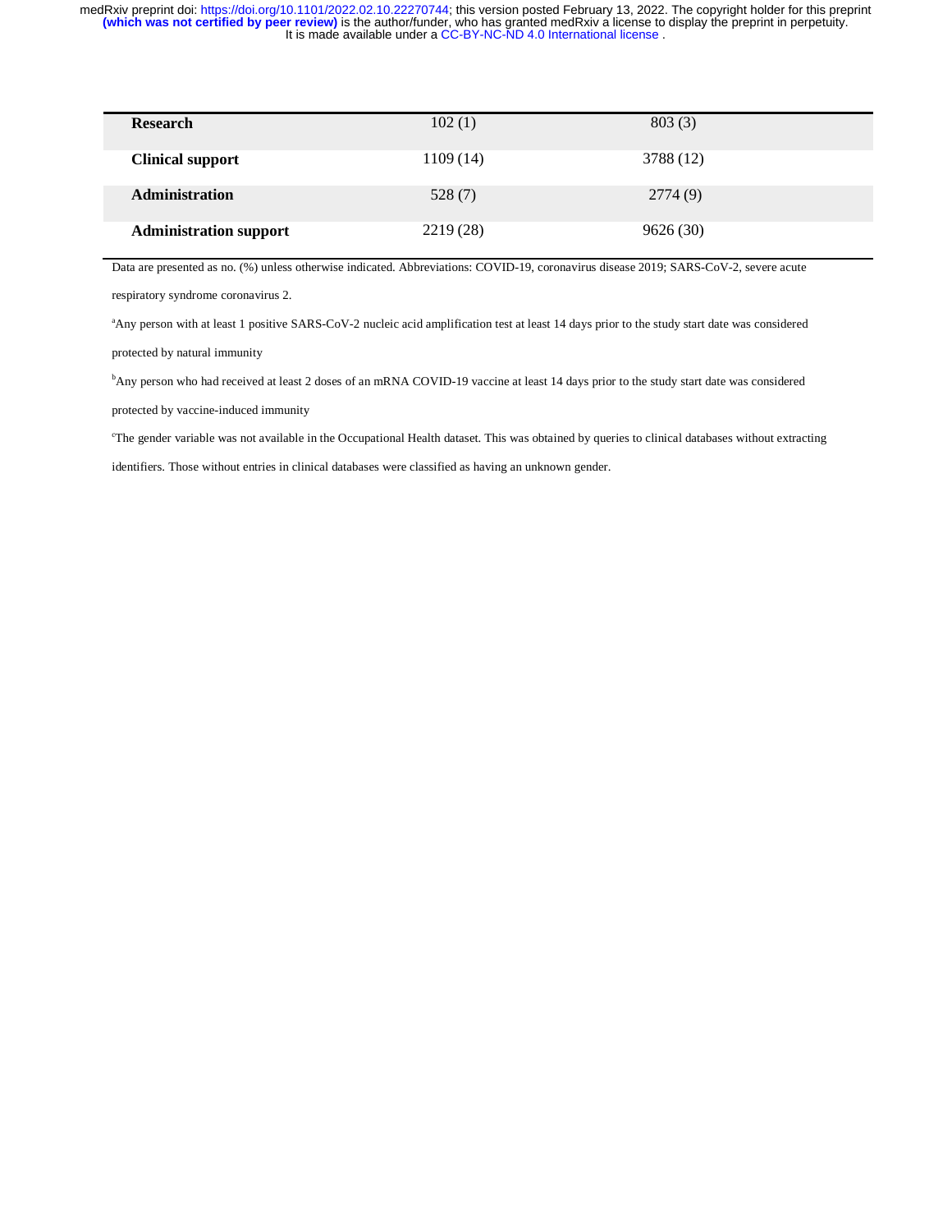| | | |
|---|---|---|
| **Research** | 102 (1) | 803 (3) |
| **Clinical support** | 1109 (14) | 3788 (12) |
| **Administration** | 528 (7) | 2774 (9) |
| **Administration support** | 2219 (28) | 9626 (30) |

Data are presented as no. (%) unless otherwise indicated. Abbreviations: COVID-19, coronavirus disease 2019; SARS-CoV-2, severe acute respiratory syndrome coronavirus 2.

[a]Any person with at least 1 positive SARS-CoV-2 nucleic acid amplification test at least 14 days prior to the study start date was considered protected by natural immunity

[b]Any person who had received at least 2 doses of an mRNA COVID-19 vaccine at least 14 days prior to the study start date was considered protected by vaccine-induced immunity

[c]The gender variable was not available in the Occupational Health dataset. This was obtained by queries to clinical databases without extracting identifiers. Those without entries in clinical databases were classified as having an unknown gender.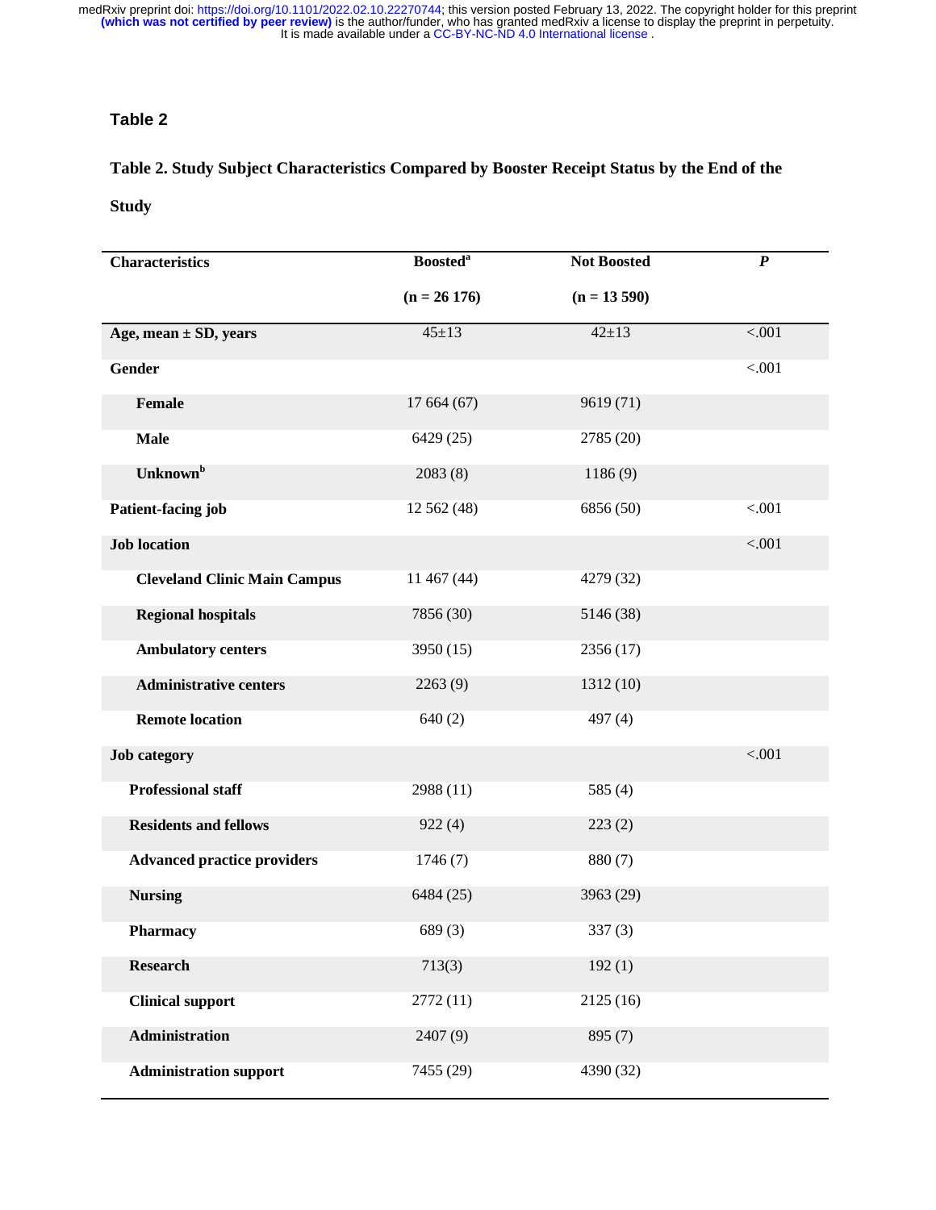## Table 2

**Table 2. Study Subject Characteristics Compared by Booster Receipt Status by the End of the Study**

| Characteristics | Boosted[a] (n = 26 176) | Not Boosted (n = 13 590) | *P* |
|---|---|---|---|
| **Age, mean ± SD, years** | 45±13 | 42±13 | <.001 |
| **Gender** | | | <.001 |
| **Female** | 17 664 (67) | 9619 (71) | |
| **Male** | 6429 (25) | 2785 (20) | |
| **Unknown**[b] | 2083 (8) | 1186 (9) | |
| **Patient-facing job** | 12 562 (48) | 6856 (50) | <.001 |
| **Job location** | | | <.001 |
| **Cleveland Clinic Main Campus** | 11 467 (44) | 4279 (32) | |
| **Regional hospitals** | 7856 (30) | 5146 (38) | |
| **Ambulatory centers** | 3950 (15) | 2356 (17) | |
| **Administrative centers** | 2263 (9) | 1312 (10) | |
| **Remote location** | 640 (2) | 497 (4) | |
| **Job category** | | | <.001 |
| **Professional staff** | 2988 (11) | 585 (4) | |
| **Residents and fellows** | 922 (4) | 223 (2) | |
| **Advanced practice providers** | 1746 (7) | 880 (7) | |
| **Nursing** | 6484 (25) | 3963 (29) | |
| **Pharmacy** | 689 (3) | 337 (3) | |
| **Research** | 713(3) | 192 (1) | |
| **Clinical support** | 2772 (11) | 2125 (16) | |
| **Administration** | 2407 (9) | 895 (7) | |
| **Administration support** | 7455 (29) | 4390 (32) | |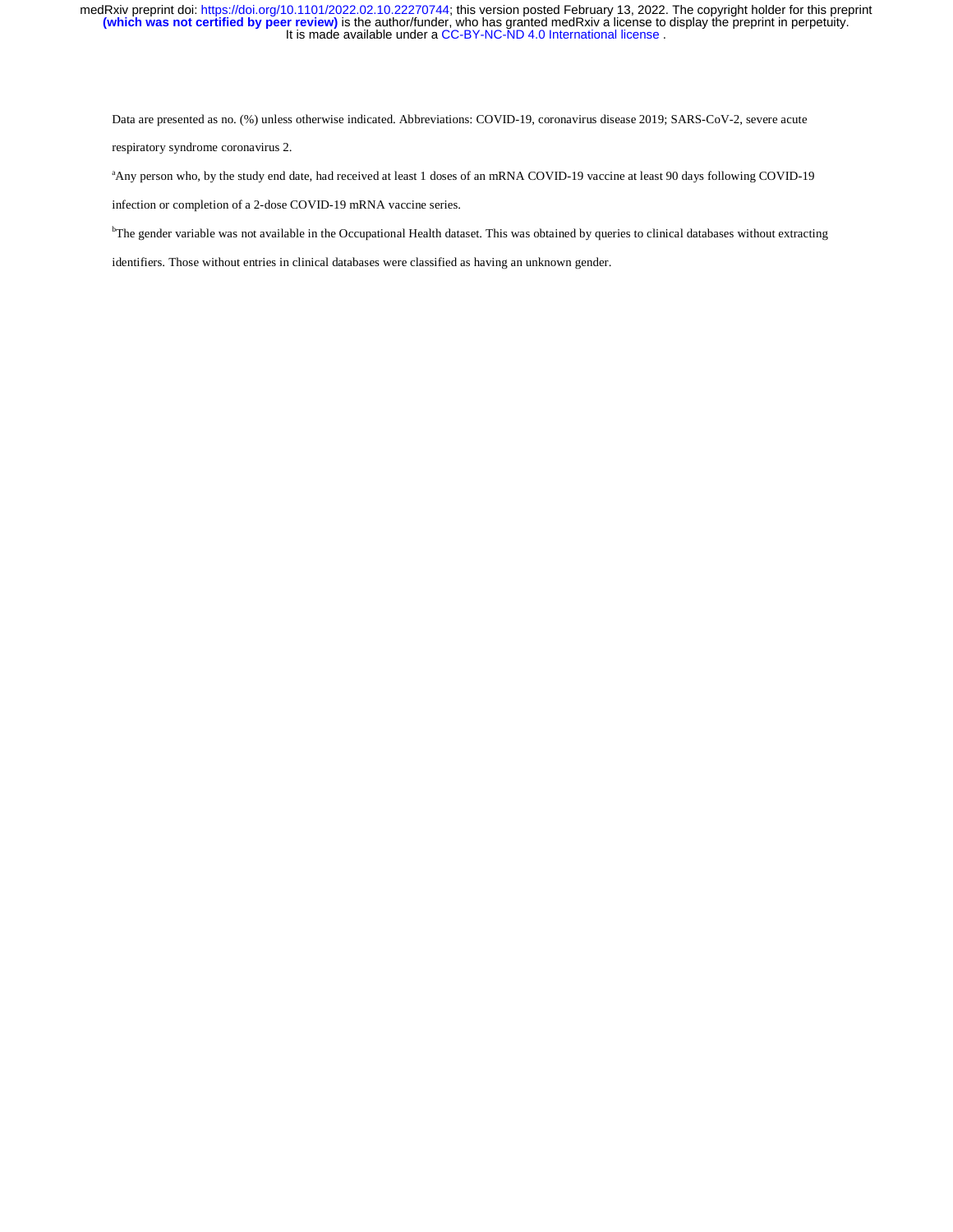Data are presented as no. (%) unless otherwise indicated. Abbreviations: COVID-19, coronavirus disease 2019; SARS-CoV-2, severe acute respiratory syndrome coronavirus 2.

[a]Any person who, by the study end date, had received at least 1 doses of an mRNA COVID-19 vaccine at least 90 days following COVID-19 infection or completion of a 2-dose COVID-19 mRNA vaccine series.

[b]The gender variable was not available in the Occupational Health dataset. This was obtained by queries to clinical databases without extracting identifiers. Those without entries in clinical databases were classified as having an unknown gender.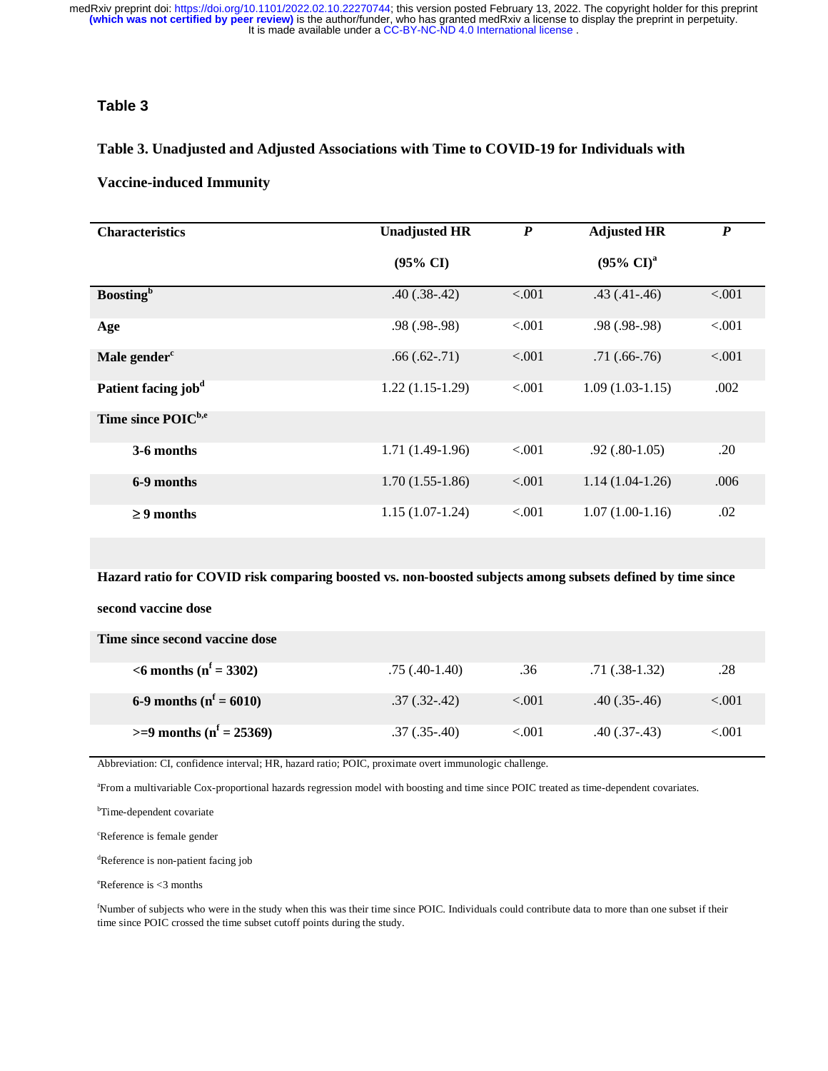**Table 3**

**Table 3. Unadjusted and Adjusted Associations with Time to COVID-19 for Individuals with Vaccine-induced Immunity**

| Characteristics | Unadjusted HR (95% CI) | *P* | Adjusted HR (95% CI)[a] | *P* |
|---|---|---|---|---|
| **Boosting**[b] | .40 (.38-.42) | <.001 | .43 (.41-.46) | <.001 |
| **Age** | .98 (.98-.98) | <.001 | .98 (.98-.98) | <.001 |
| **Male gender**[c] | .66 (.62-.71) | <.001 | .71 (.66-.76) | <.001 |
| **Patient facing job**[d] | 1.22 (1.15-1.29) | <.001 | 1.09 (1.03-1.15) | .002 |
| **Time since POIC**[b,e] | | | | |
| **3-6 months** | 1.71 (1.49-1.96) | <.001 | .92 (.80-1.05) | .20 |
| **6-9 months** | 1.70 (1.55-1.86) | <.001 | 1.14 (1.04-1.26) | .006 |
| **≥ 9 months** | 1.15 (1.07-1.24) | <.001 | 1.07 (1.00-1.16) | .02 |
| | | | | |
| **Hazard ratio for COVID risk comparing boosted vs. non-boosted subjects among subsets defined by time since second vaccine dose** | | | | |
| **Time since second vaccine dose** | | | | |
| **<6 months (n[f] = 3302)** | .75 (.40-1.40) | .36 | .71 (.38-1.32) | .28 |
| **6-9 months (n[f] = 6010)** | .37 (.32-.42) | <.001 | .40 (.35-.46) | <.001 |
| **>=9 months (n[f] = 25369)** | .37 (.35-.40) | <.001 | .40 (.37-.43) | <.001 |

Abbreviation: CI, confidence interval; HR, hazard ratio; POIC, proximate overt immunologic challenge.

[a]From a multivariable Cox-proportional hazards regression model with boosting and time since POIC treated as time-dependent covariates.

[b]Time-dependent covariate

[c]Reference is female gender

[d]Reference is non-patient facing job

[e]Reference is <3 months

[f]Number of subjects who were in the study when this was their time since POIC. Individuals could contribute data to more than one subset if their time since POIC crossed the time subset cutoff points during the study.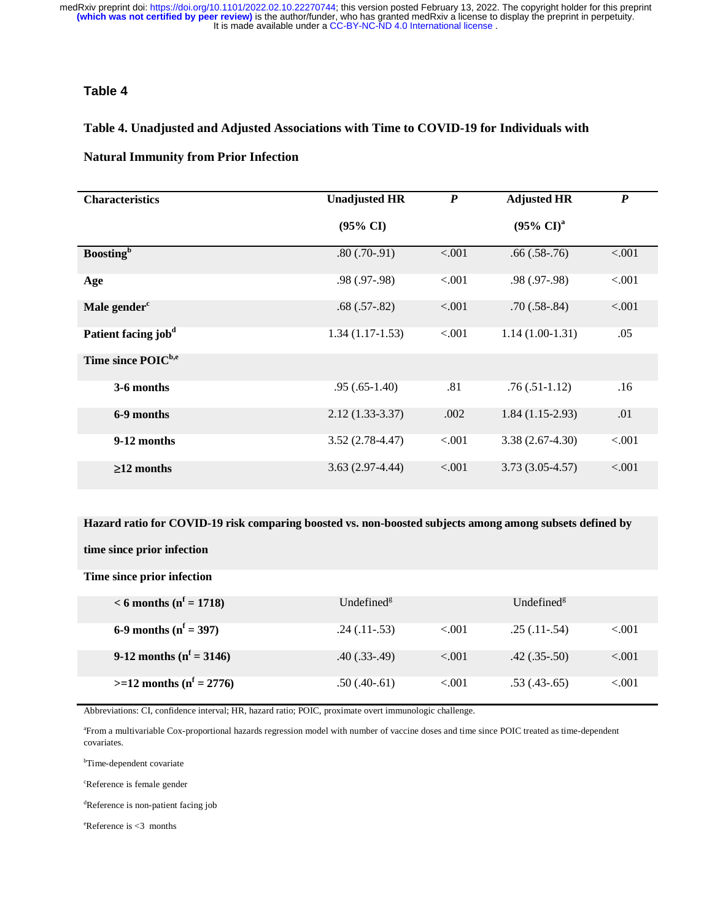## Table 4

**Table 4. Unadjusted and Adjusted Associations with Time to COVID-19 for Individuals with Natural Immunity from Prior Infection**

| Characteristics | Unadjusted HR (95% CI) | *P* | Adjusted HR (95% CI)[a] | *P* |
|---|---|---|---|---|
| **Boosting[b]** | .80 (.70-.91) | <.001 | .66 (.58-.76) | <.001 |
| **Age** | .98 (.97-.98) | <.001 | .98 (.97-.98) | <.001 |
| **Male gender[c]** | .68 (.57-.82) | <.001 | .70 (.58-.84) | <.001 |
| **Patient facing job[d]** | 1.34 (1.17-1.53) | <.001 | 1.14 (1.00-1.31) | .05 |
| **Time since POIC[b,e]** | | | | |
| **3-6 months** | .95 (.65-1.40) | .81 | .76 (.51-1.12) | .16 |
| **6-9 months** | 2.12 (1.33-3.37) | .002 | 1.84 (1.15-2.93) | .01 |
| **9-12 months** | 3.52 (2.78-4.47) | <.001 | 3.38 (2.67-4.30) | <.001 |
| **≥12 months** | 3.63 (2.97-4.44) | <.001 | 3.73 (3.05-4.57) | <.001 |
| **Hazard ratio for COVID-19 risk comparing boosted vs. non-boosted subjects among among subsets defined by time since prior infection** | | | | |
| **Time since prior infection** | | | | |
| **< 6 months (n[f] = 1718)** | Undefined[g] | | Undefined[g] | |
| **6-9 months (n[f] = 397)** | .24 (.11-.53) | <.001 | .25 (.11-.54) | <.001 |
| **9-12 months (n[f] = 3146)** | .40 (.33-.49) | <.001 | .42 (.35-.50) | <.001 |
| **>=12 months (n[f] = 2776)** | .50 (.40-.61) | <.001 | .53 (.43-.65) | <.001 |

Abbreviations: CI, confidence interval; HR, hazard ratio; POIC, proximate overt immunologic challenge.

[a]From a multivariable Cox-proportional hazards regression model with number of vaccine doses and time since POIC treated as time-dependent covariates.

[b]Time-dependent covariate

[c]Reference is female gender

[d]Reference is non-patient facing job

[e]Reference is <3 months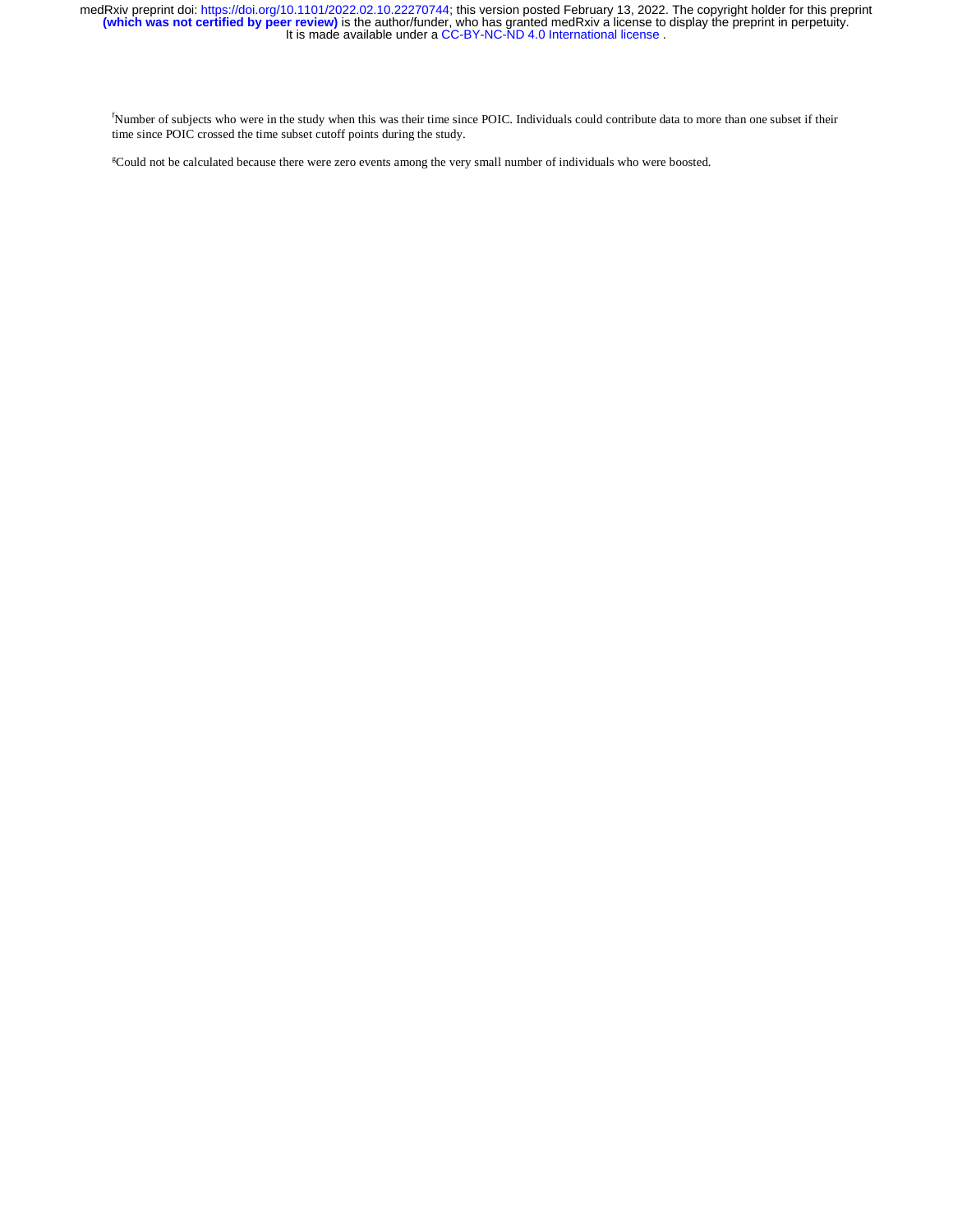[f]Number of subjects who were in the study when this was their time since POIC. Individuals could contribute data to more than one subset if their time since POIC crossed the time subset cutoff points during the study.

[g]Could not be calculated because there were zero events among the very small number of individuals who were boosted.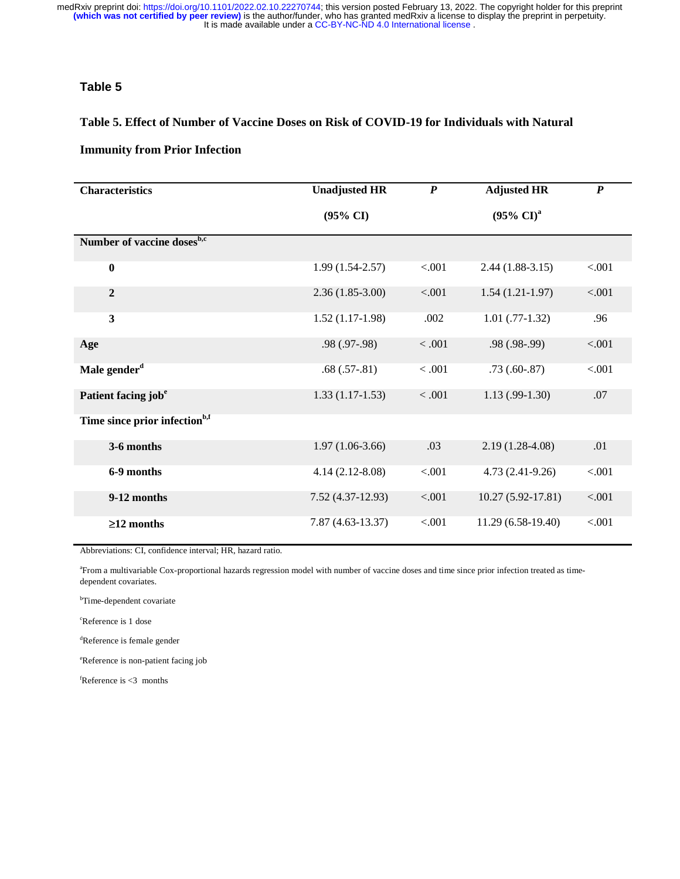## Table 5

**Table 5. Effect of Number of Vaccine Doses on Risk of COVID-19 for Individuals with Natural Immunity from Prior Infection**

| Characteristics | Unadjusted HR (95% CI) | *P* | Adjusted HR (95% CI)[a] | *P* |
|---|---|---|---|---|
| **Number of vaccine doses[b,c]** | | | | |
| **0** | 1.99 (1.54-2.57) | <.001 | 2.44 (1.88-3.15) | <.001 |
| **2** | 2.36 (1.85-3.00) | <.001 | 1.54 (1.21-1.97) | <.001 |
| **3** | 1.52 (1.17-1.98) | .002 | 1.01 (.77-1.32) | .96 |
| **Age** | .98 (.97-.98) | < .001 | .98 (.98-.99) | <.001 |
| **Male gender[d]** | .68 (.57-.81) | < .001 | .73 (.60-.87) | <.001 |
| **Patient facing job[e]** | 1.33 (1.17-1.53) | < .001 | 1.13 (.99-1.30) | .07 |
| **Time since prior infection[b,f]** | | | | |
| **3-6 months** | 1.97 (1.06-3.66) | .03 | 2.19 (1.28-4.08) | .01 |
| **6-9 months** | 4.14 (2.12-8.08) | <.001 | 4.73 (2.41-9.26) | <.001 |
| **9-12 months** | 7.52 (4.37-12.93) | <.001 | 10.27 (5.92-17.81) | <.001 |
| **≥12 months** | 7.87 (4.63-13.37) | <.001 | 11.29 (6.58-19.40) | <.001 |

Abbreviations: CI, confidence interval; HR, hazard ratio.

[a]From a multivariable Cox-proportional hazards regression model with number of vaccine doses and time since prior infection treated as time-dependent covariates.

[b]Time-dependent covariate

[c]Reference is 1 dose

[d]Reference is female gender

[e]Reference is non-patient facing job

[f]Reference is <3 months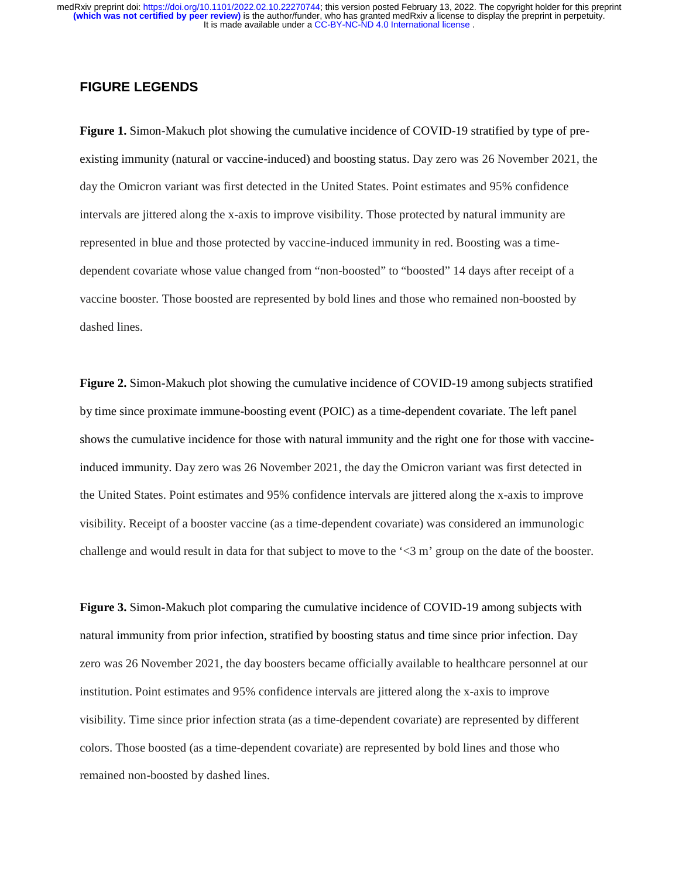## FIGURE LEGENDS

**Figure 1.** Simon-Makuch plot showing the cumulative incidence of COVID-19 stratified by type of pre-existing immunity (natural or vaccine-induced) and boosting status. Day zero was 26 November 2021, the day the Omicron variant was first detected in the United States. Point estimates and 95% confidence intervals are jittered along the x-axis to improve visibility. Those protected by natural immunity are represented in blue and those protected by vaccine-induced immunity in red. Boosting was a time-dependent covariate whose value changed from "non-boosted" to "boosted" 14 days after receipt of a vaccine booster. Those boosted are represented by bold lines and those who remained non-boosted by dashed lines.

**Figure 2.** Simon-Makuch plot showing the cumulative incidence of COVID-19 among subjects stratified by time since proximate immune-boosting event (POIC) as a time-dependent covariate. The left panel shows the cumulative incidence for those with natural immunity and the right one for those with vaccine-induced immunity. Day zero was 26 November 2021, the day the Omicron variant was first detected in the United States. Point estimates and 95% confidence intervals are jittered along the x-axis to improve visibility. Receipt of a booster vaccine (as a time-dependent covariate) was considered an immunologic challenge and would result in data for that subject to move to the '<3 m' group on the date of the booster.

**Figure 3.** Simon-Makuch plot comparing the cumulative incidence of COVID-19 among subjects with natural immunity from prior infection, stratified by boosting status and time since prior infection. Day zero was 26 November 2021, the day boosters became officially available to healthcare personnel at our institution. Point estimates and 95% confidence intervals are jittered along the x-axis to improve visibility. Time since prior infection strata (as a time-dependent covariate) are represented by different colors. Those boosted (as a time-dependent covariate) are represented by bold lines and those who remained non-boosted by dashed lines.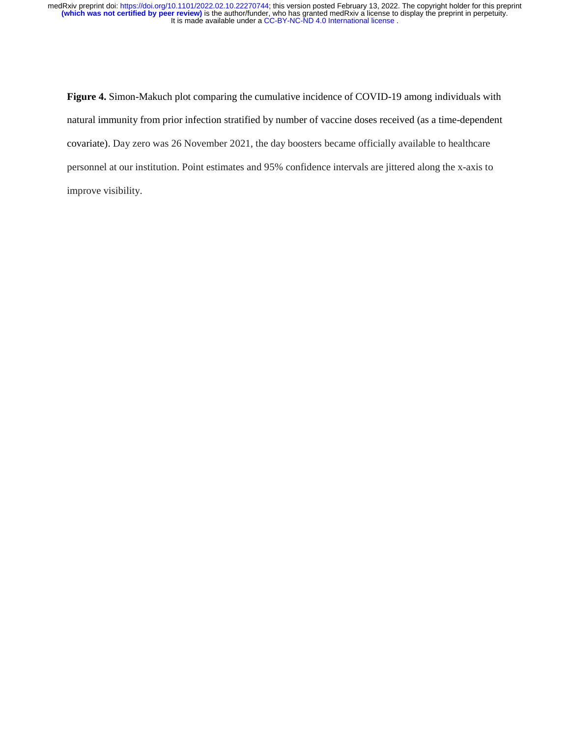**Figure 4.** Simon-Makuch plot comparing the cumulative incidence of COVID-19 among individuals with natural immunity from prior infection stratified by number of vaccine doses received (as a time-dependent covariate). Day zero was 26 November 2021, the day boosters became officially available to healthcare personnel at our institution. Point estimates and 95% confidence intervals are jittered along the x-axis to improve visibility.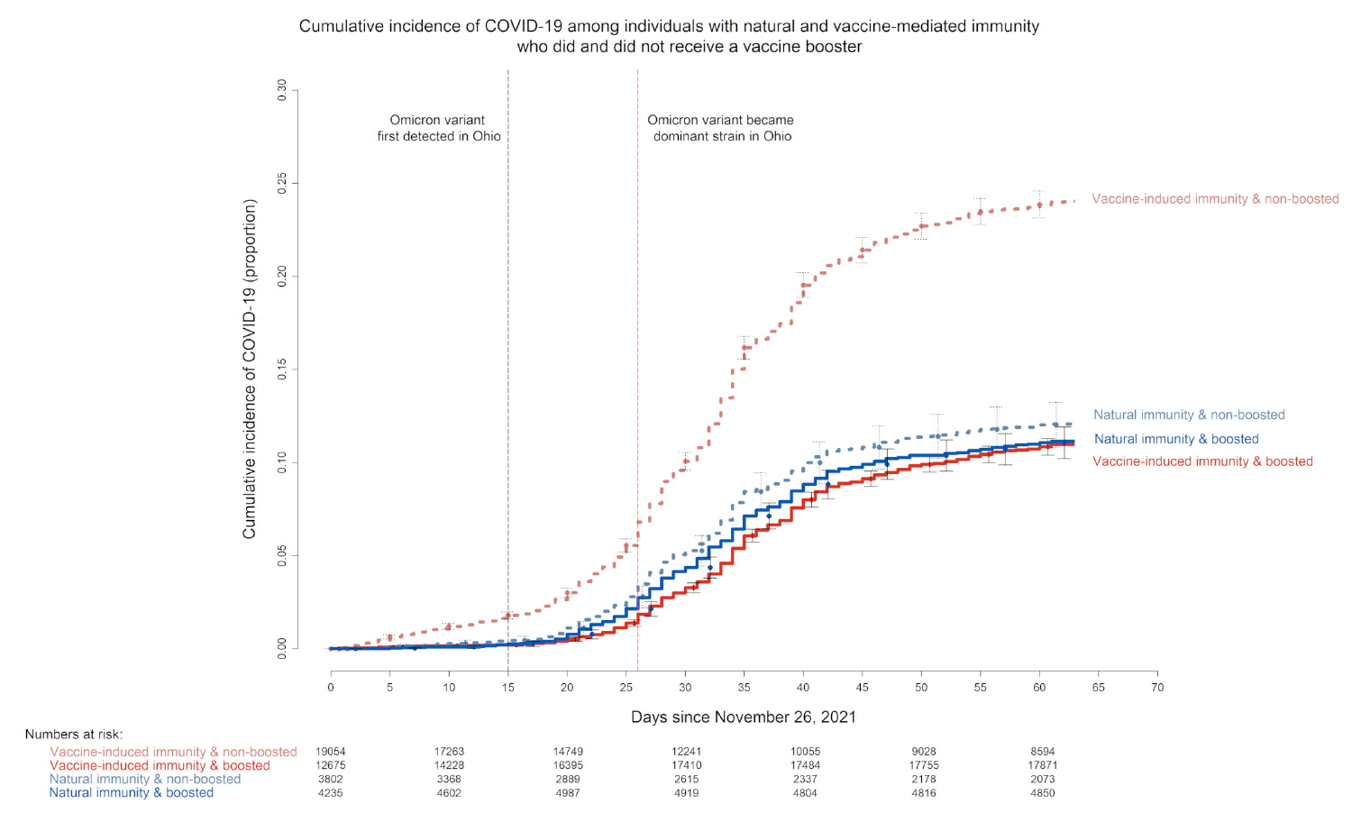Cumulative incidence of COVID-19 among individuals with natural and vaccine-mediated immunity who did and did not receive a vaccine booster

Omicron variant first detected in Ohio

Omicron variant became dominant strain in Ohio

Cumulative incidence of COVID-19 (proportion)

Days since November 26, 2021

Vaccine-induced immunity & non-boosted

Natural immunity & non-boosted

Natural immunity & boosted

Vaccine-induced immunity & boosted

Numbers at risk:

| | 0 | 10 | 20 | 30 | 40 | 50 | 60 |
|---|---|---|---|---|---|---|---|
| Vaccine-induced immunity & non-boosted | 19054 | 17263 | 14749 | 12241 | 10055 | 9028 | 8594 |
| Vaccine-induced immunity & boosted | 12675 | 14228 | 16395 | 17410 | 17484 | 17755 | 17871 |
| Natural immunity & non-boosted | 3802 | 3368 | 2889 | 2615 | 2337 | 2178 | 2073 |
| Natural immunity & boosted | 4235 | 4602 | 4987 | 4919 | 4804 | 4816 | 4850 |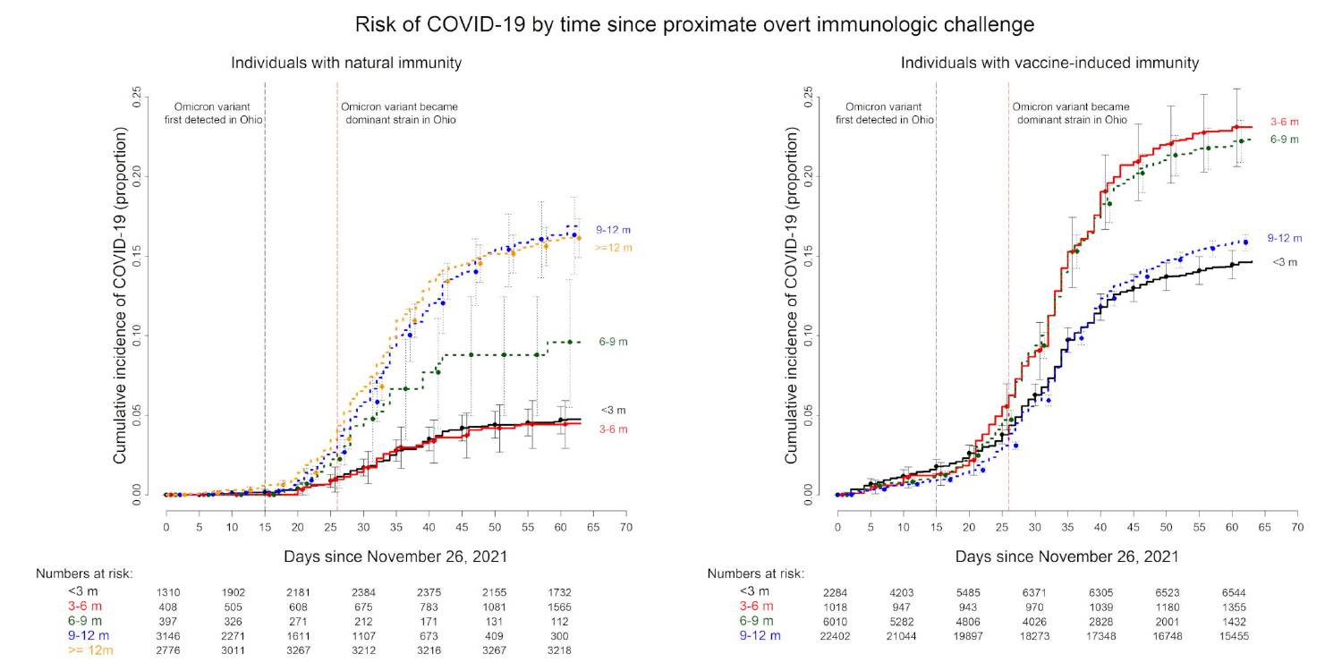# Risk of COVID-19 by time since proximate overt immunologic challenge

## Individuals with natural immunity

Numbers at risk:

| | | | | | | | |
|---|---|---|---|---|---|---|---|
| <3 m | 1310 | 1902 | 2181 | 2384 | 2375 | 2155 | 1732 |
| 3-6 m | 408 | 505 | 608 | 675 | 783 | 1081 | 1565 |
| 6-9 m | 397 | 326 | 271 | 212 | 171 | 131 | 112 |
| 9-12 m | 3146 | 2271 | 1611 | 1107 | 673 | 409 | 300 |
| >= 12m | 2776 | 3011 | 3267 | 3212 | 3216 | 3267 | 3218 |

## Individuals with vaccine-induced immunity

Numbers at risk:

| | | | | | | | |
|---|---|---|---|---|---|---|---|
| <3 m | 2284 | 4203 | 5485 | 6371 | 6305 | 6523 | 6544 |
| 3-6 m | 1018 | 947 | 943 | 970 | 1039 | 1180 | 1355 |
| 6-9 m | 6010 | 5282 | 4806 | 4026 | 2828 | 2001 | 1432 |
| 9-12 m | 22402 | 21044 | 19897 | 18273 | 17348 | 16748 | 15455 |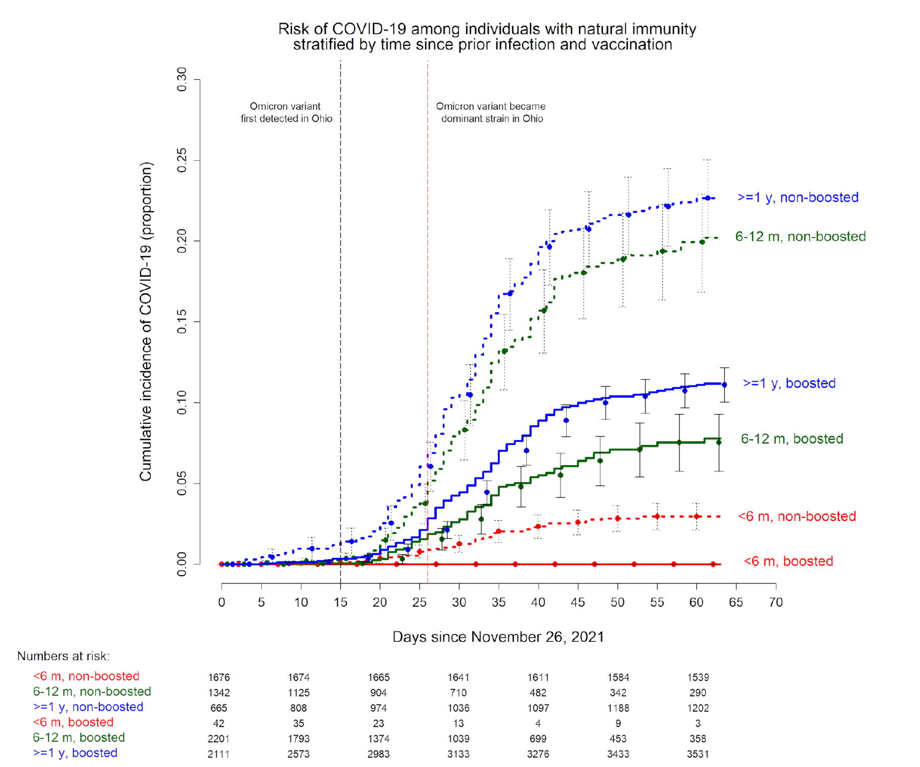Risk of COVID-19 among individuals with natural immunity stratified by time since prior infection and vaccination

Omicron variant first detected in Ohio

Omicron variant became dominant strain in Ohio

Cumulative incidence of COVID-19 (proportion)

Days since November 26, 2021

>=1 y, non-boosted

6-12 m, non-boosted

>=1 y, boosted

6-12 m, boosted

<6 m, non-boosted

<6 m, boosted

Numbers at risk:

| | 0 | 10 | 20 | 30 | 40 | 50 | 60 |
|---|---|---|---|---|---|---|---|
| <6 m, non-boosted | 1676 | 1674 | 1665 | 1641 | 1611 | 1584 | 1539 |
| 6-12 m, non-boosted | 1342 | 1125 | 904 | 710 | 482 | 342 | 290 |
| >=1 y, non-boosted | 665 | 808 | 974 | 1036 | 1097 | 1188 | 1202 |
| <6 m, boosted | 42 | 35 | 23 | 13 | 4 | 9 | 3 |
| 6-12 m, boosted | 2201 | 1793 | 1374 | 1039 | 699 | 453 | 358 |
| >=1 y, boosted | 2111 | 2573 | 2983 | 3133 | 3276 | 3433 | 3531 |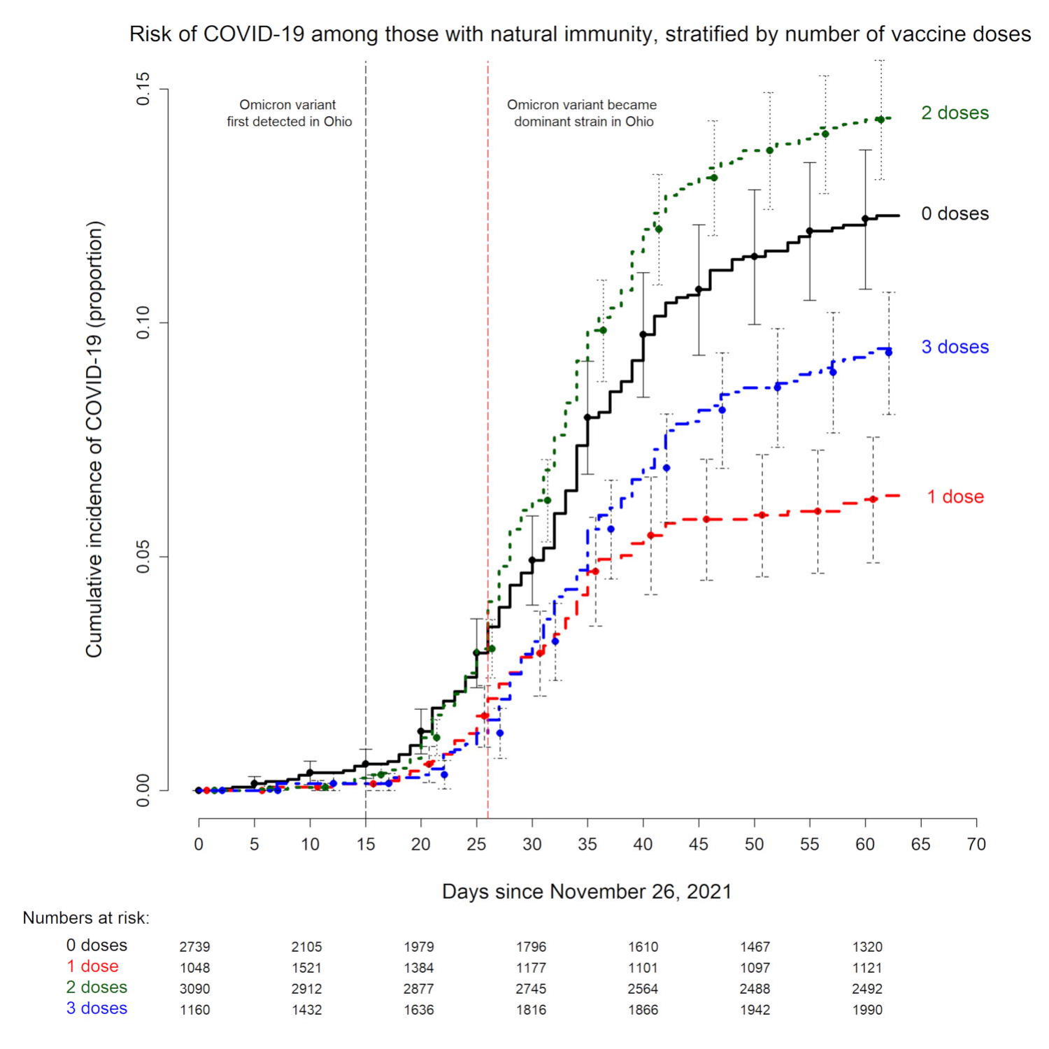Risk of COVID-19 among those with natural immunity, stratified by number of vaccine doses

Omicron variant first detected in Ohio

Omicron variant became dominant strain in Ohio

Cumulative incidence of COVID-19 (proportion)

0.00
0.05
0.10
0.15

2 doses

0 doses

3 doses

1 dose

0 5 10 15 20 25 30 35 40 45 50 55 60 65 70

Days since November 26, 2021

Numbers at risk:

0 doses 2739 2105 1979 1796 1610 1467 1320

1 dose 1048 1521 1384 1177 1101 1097 1121

2 doses 3090 2912 2877 2745 2564 2488 2492

3 doses 1160 1432 1636 1816 1866 1942 1990